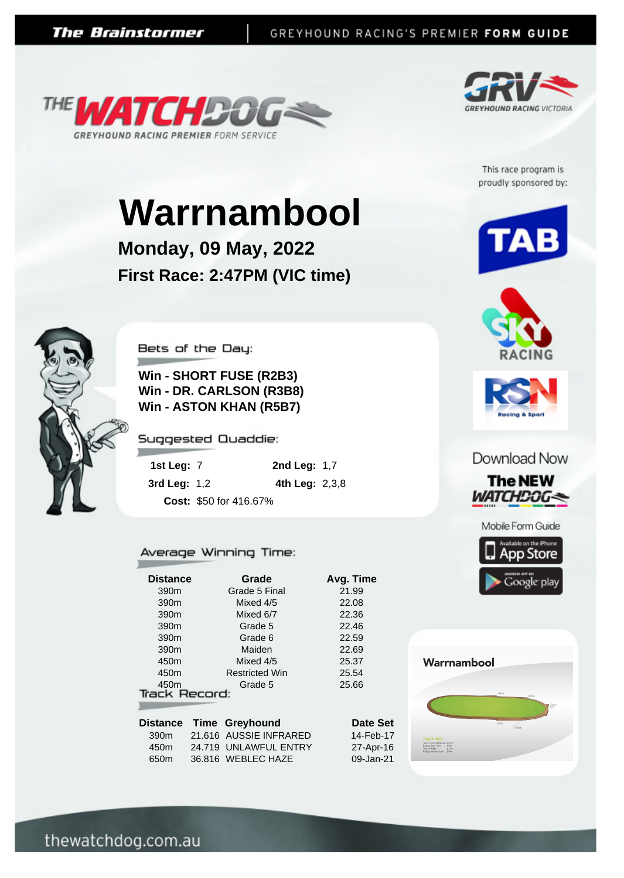The Brainstormer | GREYHOUND RACING'S PREMIER **FORM GUIDE**

THE WATCHDOG — GREYHOUND RACING PREMIER FORM SERVICE

GRV — GREYHOUND RACING VICTORIA

This race program is proudly sponsored by:

# Warrnambool

## Monday, 09 May, 2022

## First Race: 2:47PM (VIC time)

### Bets of the Day:

**Win - SHORT FUSE (R2B3)**
**Win - DR. CARLSON (R3B8)**
**Win - ASTON KHAN (R5B7)**

### Suggested Quaddie:

**1st Leg:** 7 | **2nd Leg:** 1,7
**3rd Leg:** 1,2 | **4th Leg:** 2,3,8
**Cost:** $50 for 416.67%

### Average Winning Time:

| Distance | Grade | Avg. Time |
|---|---|---|
| 390m | Grade 5 Final | 21.99 |
| 390m | Mixed 4/5 | 22.08 |
| 390m | Mixed 6/7 | 22.36 |
| 390m | Grade 5 | 22.46 |
| 390m | Grade 6 | 22.59 |
| 390m | Maiden | 22.69 |
| 450m | Mixed 4/5 | 25.37 |
| 450m | Restricted Win | 25.54 |
| 450m | Grade 5 | 25.66 |

### Track Record:

| Distance | Time | Greyhound | Date Set |
|---|---|---|---|
| 390m | 21.616 | AUSSIE INFRARED | 14-Feb-17 |
| 450m | 24.719 | UNLAWFUL ENTRY | 27-Apr-16 |
| 650m | 36.816 | WEBLEC HAZE | 09-Jan-21 |

Download Now
The NEW WATCHDOG
Mobile Form Guide

Warrnambool

thewatchdog.com.au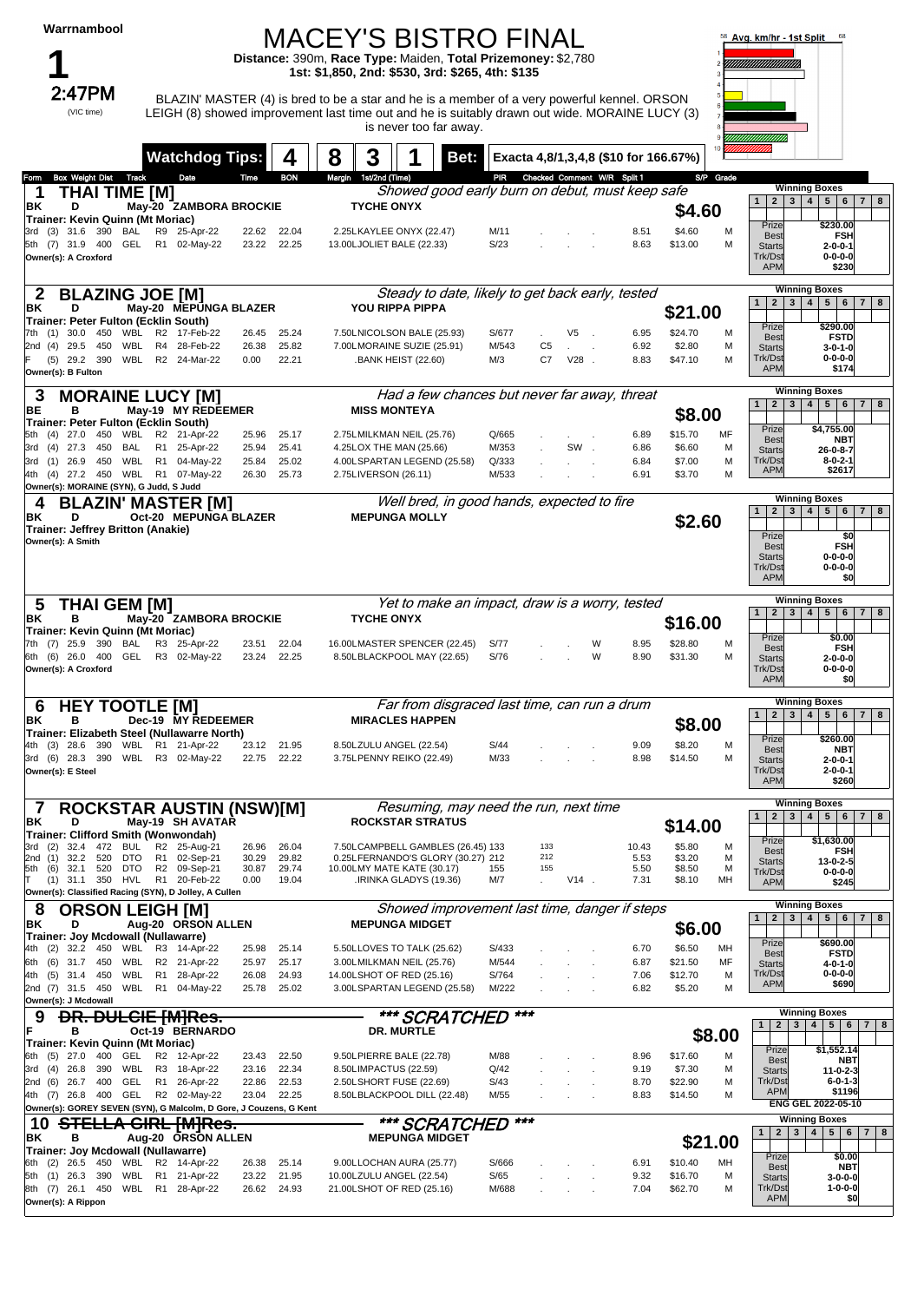Warrnambool

# 1

**2:47PM** (VIC time)

# MACEY'S BISTRO FINAL

**Distance:** 390m, **Race Type:** Maiden, **Total Prizemoney:** $2,780
**1st:** $1,850, **2nd:** $530, **3rd:** $265, **4th:** $135

BLAZIN' MASTER (4) is bred to be a star and he is a member of a very powerful kennel. ORSON LEIGH (8) showed improvement last time out and he is suitably drawn out wide. MORAINE LUCY (3) is never too far away.

**Watchdog Tips:** 4 8 3 1 **Bet:** Exacta 4,8/1,3,4,8 ($10 for 166.67%)

Avg. km/hr - 1st Split 58 - 68

---

## 1 THAI TIME [M]
BK D May-20 ZAMBORA BROCKIE — TYCHE ONYX
*Showed good early burn on debut, must keep safe*
Trainer: Kevin Quinn (Mt Moriac) — **$4.60**

| Form | Box | Weight | Dist | Track | Race | Date | Time | BON | Margin 1st/2nd (Time) | PIR | Checked | Comment | W/R | Split 1 | S/P | Grade |
|---|---|---|---|---|---|---|---|---|---|---|---|---|---|---|---|---|
| 3rd | (3) | 31.6 | 390 | BAL | R9 | 25-Apr-22 | 22.62 | 22.04 | 2.25L KAYLEE ONYX (22.47) | M/11 | | | | 8.51 | $4.60 | M |
| 5th | (7) | 31.9 | 400 | GEL | R1 | 02-May-22 | 23.22 | 22.25 | 13.00L JOLIET BALE (22.33) | S/23 | | | | 8.63 | $13.00 | M |

Owner(s): A Croxford

Prize $230.00 | Best FSH | Starts 2-0-0-1 | Trk/Dst 0-0-0-0 | APM $230

## 2 BLAZING JOE [M]
BK D May-20 MEPUNGA BLAZER — YOU RIPPA PIPPA
*Steady to date, likely to get back early, tested*
Trainer: Peter Fulton (Ecklin South) — **$21.00**

| Form | Box | Weight | Dist | Track | Race | Date | Time | BON | Margin 1st/2nd (Time) | PIR | Checked | Comment | W/R | Split 1 | S/P | Grade |
|---|---|---|---|---|---|---|---|---|---|---|---|---|---|---|---|---|
| 7th | (1) | 30.0 | 450 | WBL | R2 | 17-Feb-22 | 26.45 | 25.24 | 7.50L NICOLSON BALE (25.93) | S/677 | | V5 | | 6.95 | $24.70 | M |
| 2nd | (4) | 29.5 | 450 | WBL | R4 | 28-Feb-22 | 26.38 | 25.82 | 7.00L MORAINE SUZIE (25.91) | M/543 | C5 | | | 6.92 | $2.80 | M |
| F | (5) | 29.2 | 390 | WBL | R2 | 24-Mar-22 | 0.00 | 22.21 | . BANK HEIST (22.60) | M/3 | C7 | V28 | | 8.83 | $47.10 | M |

Owner(s): B Fulton

Prize $290.00 | Best FSTD | Starts 3-0-1-0 | Trk/Dst 0-0-0-0 | APM $174

## 3 MORAINE LUCY [M]
BE B May-19 MY REDEEMER — MISS MONTEYA
*Had a few chances but never far away, threat*
Trainer: Peter Fulton (Ecklin South) — **$8.00**

| Form | Box | Weight | Dist | Track | Race | Date | Time | BON | Margin 1st/2nd (Time) | PIR | Checked | Comment | W/R | Split 1 | S/P | Grade |
|---|---|---|---|---|---|---|---|---|---|---|---|---|---|---|---|---|
| 5th | (4) | 27.0 | 450 | WBL | R2 | 21-Apr-22 | 25.96 | 25.17 | 2.75L MILKMAN NEIL (25.76) | Q/665 | | | | 6.89 | $15.70 | MF |
| 3rd | (4) | 27.3 | 450 | BAL | R1 | 25-Apr-22 | 25.94 | 25.41 | 4.25L OX THE MAN (25.66) | M/353 | | SW | | 6.86 | $6.60 | M |
| 3rd | (1) | 26.9 | 450 | WBL | R1 | 04-May-22 | 25.84 | 25.02 | 4.00L SPARTAN LEGEND (25.58) | Q/333 | | | | 6.84 | $7.00 | M |
| 4th | (4) | 27.2 | 450 | WBL | R1 | 07-May-22 | 26.30 | 25.73 | 2.75L IVERSON (26.11) | M/533 | | | | 6.91 | $3.70 | M |

Owner(s): MORAINE LUCY (SYN), G Judd, S Judd

Prize $4,755.00 | Best NBT | Starts 26-0-8-7 | Trk/Dst 8-0-2-1 | APM $2617

## 4 BLAZIN' MASTER [M]
BK D Oct-20 MEPUNGA BLAZER — MEPUNGA MOLLY
*Well bred, in good hands, expected to fire*
Trainer: Jeffrey Britton (Anakie) — **$2.60**

Owner(s): A Smith

Prize $0 | Best FSH | Starts 0-0-0-0 | Trk/Dst 0-0-0-0 | APM $0

## 5 THAI GEM [M]
BK B May-20 ZAMBORA BROCKIE — TYCHE ONYX
*Yet to make an impact, draw is a worry, tested*
Trainer: Kevin Quinn (Mt Moriac) — **$16.00**

| Form | Box | Weight | Dist | Track | Race | Date | Time | BON | Margin 1st/2nd (Time) | PIR | Checked | Comment | W/R | Split 1 | S/P | Grade |
|---|---|---|---|---|---|---|---|---|---|---|---|---|---|---|---|---|
| 7th | (7) | 25.9 | 390 | BAL | R3 | 25-Apr-22 | 23.51 | 22.04 | 16.00L MASTER SPENCER (22.45) | S/77 | | | W | 8.95 | $28.80 | M |
| 6th | (6) | 26.0 | 400 | GEL | R3 | 02-May-22 | 23.24 | 22.25 | 8.50L BLACKPOOL MAY (22.65) | S/76 | | | W | 8.90 | $31.30 | M |

Owner(s): A Croxford

Prize $0.00 | Best FSH | Starts 2-0-0-0 | Trk/Dst 0-0-0-0 | APM $0

## 6 HEY TOOTLE [M]
BK B Dec-19 MY REDEEMER — MIRACLES HAPPEN
*Far from disgraced last time, can run a drum*
Trainer: Elizabeth Steel (Nullawarre North) — **$8.00**

| Form | Box | Weight | Dist | Track | Race | Date | Time | BON | Margin 1st/2nd (Time) | PIR | Checked | Comment | W/R | Split 1 | S/P | Grade |
|---|---|---|---|---|---|---|---|---|---|---|---|---|---|---|---|---|
| 4th | (3) | 28.6 | 390 | WBL | R1 | 21-Apr-22 | 23.12 | 21.95 | 8.50L ZULU ANGEL (22.54) | S/44 | | | | 9.09 | $8.20 | M |
| 3rd | (6) | 28.3 | 390 | WBL | R3 | 02-May-22 | 22.75 | 22.22 | 3.75L PENNY REIKO (22.49) | M/33 | | | | 8.98 | $14.50 | M |

Owner(s): E Steel

Prize $260.00 | Best NBT | Starts 2-0-0-1 | Trk/Dst 2-0-0-1 | APM $260

## 7 ROCKSTAR AUSTIN (NSW)[M]
BK D May-19 SH AVATAR — ROCKSTAR STRATUS
*Resuming, may need the run, next time*
Trainer: Clifford Smith (Wonwondah) — **$14.00**

| Form | Box | Weight | Dist | Track | Race | Date | Time | BON | Margin 1st/2nd (Time) | PIR | Checked | Comment | W/R | Split 1 | S/P | Grade |
|---|---|---|---|---|---|---|---|---|---|---|---|---|---|---|---|---|
| 3rd | (2) | 32.4 | 472 | BUL | R2 | 25-Aug-21 | 26.96 | 26.04 | 7.50L CAMPBELL GAMBLES (26.45) | 133 | 133 | | | 10.43 | $5.80 | M |
| 2nd | (1) | 32.2 | 520 | DTO | R1 | 02-Sep-21 | 30.29 | 29.82 | 0.25L FERNANDO'S GLORY (30.27) | 212 | 212 | | | 5.53 | $3.20 | M |
| 5th | (6) | 32.1 | 520 | DTO | R2 | 09-Sep-21 | 30.87 | 29.74 | 10.00L MY MATE KATE (30.17) | 155 | 155 | | | 5.50 | $8.50 | M |
| T | (1) | 31.1 | 350 | HVL | R1 | 20-Feb-22 | 0.00 | 19.04 | . IRINKA GLADYS (19.36) | M/7 | | V14 | | 7.31 | $8.10 | MH |

Owner(s): Classified Racing (SYN), D Jolley, A Cullen

Prize $1,630.00 | Best FSH | Starts 13-0-2-5 | Trk/Dst 0-0-0-0 | APM $245

## 8 ORSON LEIGH [M]
BK D Aug-20 ORSON ALLEN — MEPUNGA MIDGET
*Showed improvement last time, danger if steps*
Trainer: Joy Mcdowall (Nullawarre) — **$6.00**

| Form | Box | Weight | Dist | Track | Race | Date | Time | BON | Margin 1st/2nd (Time) | PIR | Checked | Comment | W/R | Split 1 | S/P | Grade |
|---|---|---|---|---|---|---|---|---|---|---|---|---|---|---|---|---|
| 4th | (2) | 32.2 | 450 | WBL | R3 | 14-Apr-22 | 25.98 | 25.14 | 5.50L LOVES TO TALK (25.62) | S/433 | | | | 6.70 | $6.50 | MH |
| 6th | (6) | 31.7 | 450 | WBL | R2 | 21-Apr-22 | 25.97 | 25.17 | 3.00L MILKMAN NEIL (25.76) | M/544 | | | | 6.87 | $21.50 | MF |
| 4th | (5) | 31.4 | 450 | WBL | R1 | 28-Apr-22 | 26.08 | 24.93 | 14.00L SHOT OF RED (25.16) | S/764 | | | | 7.06 | $12.70 | M |
| 2nd | (7) | 31.5 | 450 | WBL | R1 | 04-May-22 | 25.78 | 25.02 | 3.00L SPARTAN LEGEND (25.58) | M/222 | | | | 6.82 | $5.20 | M |

Owner(s): J Mcdowall

Prize $690.00 | Best FSTD | Starts 4-0-1-0 | Trk/Dst 0-0-0-0 | APM $690

## 9 ~~DR. DULCIE [M]Res.~~
F B Oct-19 BERNARDO — DR. MURTLE
*** SCRATCHED ***
Trainer: Kevin Quinn (Mt Moriac) — **$8.00**

| Form | Box | Weight | Dist | Track | Race | Date | Time | BON | Margin 1st/2nd (Time) | PIR | Checked | Comment | W/R | Split 1 | S/P | Grade |
|---|---|---|---|---|---|---|---|---|---|---|---|---|---|---|---|---|
| 6th | (5) | 27.0 | 400 | GEL | R2 | 12-Apr-22 | 23.43 | 22.50 | 9.50L PIERRE BALE (22.78) | M/88 | | | | 8.96 | $17.60 | M |
| 3rd | (4) | 26.8 | 390 | WBL | R3 | 18-Apr-22 | 23.16 | 22.34 | 8.50L IMPACTUS (22.59) | Q/42 | | | | 9.19 | $7.30 | M |
| 2nd | (6) | 26.7 | 400 | GEL | R1 | 26-Apr-22 | 22.86 | 22.53 | 2.50L SHORT FUSE (22.69) | S/43 | | | | 8.70 | $22.90 | M |
| 4th | (7) | 26.8 | 400 | GEL | R2 | 02-May-22 | 23.04 | 22.25 | 8.50L BLACKPOOL MAY (22.48) | M/55 | | | | 8.83 | $14.50 | M |

Owner(s): GOREY SEVEN (SYN), G Malcolm, D Gore, J Couzens, G Kent

Prize $1,552.14 | Best NBT | Starts 11-0-2-3 | Trk/Dst 6-0-1-3 | APM $1196 | ENG GEL 2022-05-10

## 10 ~~STELLA GIRL [M]Res.~~
BK B Aug-20 ORSON ALLEN — MEPUNGA MIDGET
*** SCRATCHED ***
Trainer: Joy Mcdowall (Nullawarre) — **$21.00**

| Form | Box | Weight | Dist | Track | Race | Date | Time | BON | Margin 1st/2nd (Time) | PIR | Checked | Comment | W/R | Split 1 | S/P | Grade |
|---|---|---|---|---|---|---|---|---|---|---|---|---|---|---|---|---|
| 6th | (2) | 26.5 | 450 | WBL | R2 | 14-Apr-22 | 26.38 | 25.14 | 9.00L LOCHAN AURA (25.77) | S/666 | | | | 6.91 | $10.40 | MH |
| 5th | (1) | 26.3 | 390 | WBL | R1 | 21-Apr-22 | 23.22 | 21.95 | 10.00L ZULU ANGEL (22.54) | S/65 | | | | 9.32 | $16.70 | M |
| 8th | (7) | 26.1 | 450 | WBL | R1 | 28-Apr-22 | 26.62 | 24.93 | 21.00L SHOT OF RED (25.16) | M/688 | | | | 7.04 | $62.70 | M |

Owner(s): A Rippon

Prize $0.00 | Best NBT | Starts 3-0-0-0 | Trk/Dst 1-0-0-0 | APM $0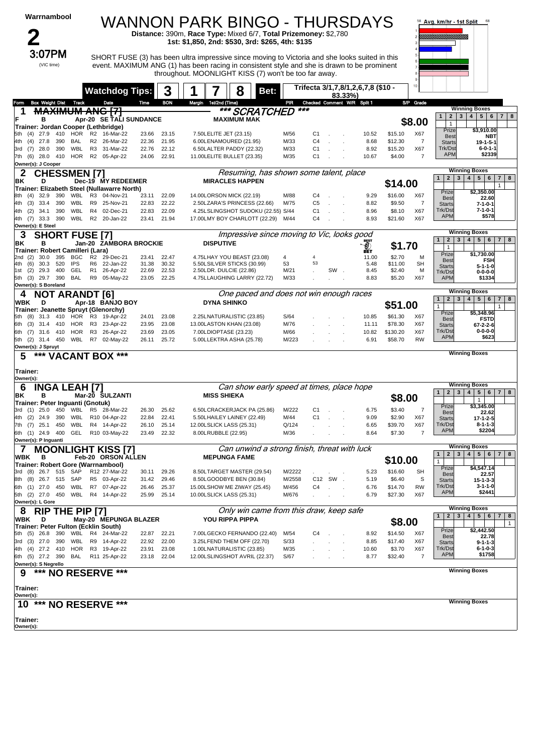Warrnambool

# 2

3:07PM (VIC time)

# WANNON PARK BINGO - THURSDAYS

**Distance:** 390m, **Race Type:** Mixed 6/7, **Total Prizemoney:** $2,780
**1st: $1,850, 2nd: $530, 3rd: $265, 4th: $135**

SHORT FUSE (3) has been ultra impressive since moving to Victoria and she looks suited in this event. MAXIMUM ANG (1) has been racing in consistent style and she is drawn to be prominent throughout. MOONLIGHT KISS (7) won't be too far away.

**Watchdog Tips:** 3 | **BON:** 1, 7, 8 | **Bet:** Trifecta 3/1,7,8/1,2,6,7,8 ($10 - 83.33%)

Avg. km/hr - 1st Split

---

## 1 ~~MAXIMUM ANG [7]~~ *** SCRATCHED ***

F B Apr-20 SE TALI SUNDANCE / MAXIMUM MAK — **$8.00**
Trainer: Jordan Cooper (Lethbridge)
Owner(s): J Cooper

| Form | Box | Weight | Dist | Track | Grade | Date | Time | BON | Margin 1st/2nd (Time) | PIR | Checked | Split 1 | S/P | Grade |
|---|---|---|---|---|---|---|---|---|---|---|---|---|---|---|
| 5th | (4) | 27.9 | 410 | HOR | R2 | 16-Mar-22 | 23.66 | 23.15 | 7.50LELITE JET (23.15) | M/56 | C1 | 10.52 | $15.10 | X67 |
| 4th | (4) | 27.8 | 390 | BAL | R2 | 26-Mar-22 | 22.36 | 21.95 | 6.00LENAMOURED (21.95) | M/33 | C4 | 8.68 | $12.30 | 7 |
| 3rd | (7) | 28.0 | 390 | WBL | R3 | 31-Mar-22 | 22.76 | 22.12 | 6.50LALTER PADDY (22.32) | M/33 | C1 | 8.92 | $15.20 | X67 |
| 7th | (6) | 28.0 | 410 | HOR | R2 | 05-Apr-22 | 24.06 | 22.91 | 11.00LELITE BULLET (23.35) | M/35 | C1 | 10.67 | $4.00 | 7 |

Winning Boxes: 2 – 1 | Prize $3,910.00 | Best NBT | Starts 19-1-5-1 | Trk/Dst 6-0-1-1 | APM $2339

## 2 CHESSMEN [7]

*Resuming, has shown some talent, place*

BK D Dec-19 MY REDEEMER / MIRACLES HAPPEN — **$14.00**
Trainer: Elizabeth Steel (Nullawarre North)
Owner(s): E Steel

| Form | Box | Weight | Dist | Track | Grade | Date | Time | BON | Margin 1st/2nd (Time) | PIR | Checked | Split 1 | S/P | Grade |
|---|---|---|---|---|---|---|---|---|---|---|---|---|---|---|
| 8th | (4) | 32.9 | 390 | WBL | R3 | 04-Nov-21 | 23.11 | 22.09 | 14.00LORSON MICK (22.19) | M/88 | C4 | 9.29 | $16.00 | X67 |
| 4th | (3) | 33.4 | 390 | WBL | R9 | 25-Nov-21 | 22.83 | 22.22 | 2.50LZARA'S PRINCESS (22.66) | M/75 | C5 | 8.82 | $9.50 | 7 |
| 4th | (2) | 34.1 | 390 | WBL | R4 | 02-Dec-21 | 22.83 | 22.09 | 4.25LSLINGSHOT SUDOKU (22.55) | S/44 | C1 | 8.96 | $8.10 | X67 |
| 4th | (7) | 33.3 | 390 | WBL | R2 | 20-Jan-22 | 23.41 | 21.94 | 17.00LMY BOY CHARLOTT (22.29) | M/44 | C4 | 8.93 | $21.60 | X67 |

Winning Boxes: 7 – 1 | Prize $2,350.00 | Best 22.60 | Starts 7-1-0-1 | Trk/Dst 7-1-0-1 | APM $578

## 3 SHORT FUSE [7]

*Impressive since moving to Vic, looks good* (BEST BET)

BK B Jan-20 ZAMBORA BROCKIE / DISPUTIVE — **$1.70**
Trainer: Robert Camilleri (Lara)
Owner(s): S Boreland

| Form | Box | Weight | Dist | Track | Grade | Date | Time | BON | Margin 1st/2nd (Time) | PIR | Checked | Split 1 | S/P | Grade |
|---|---|---|---|---|---|---|---|---|---|---|---|---|---|---|
| 2nd | (2) | 30.0 | 395 | BGC | R2 | 29-Dec-21 | 23.41 | 22.47 | 4.75LHAY YOU BEAST (23.08) | 4 | 4 | 11.00 | $2.70 | M |
| 4th | (6) | 30.3 | 520 | IPS | R6 | 22-Jan-22 | 31.38 | 30.32 | 5.50LSILVER STICKS (30.99) | 53 | 53 | 5.48 | $11.00 | SH |
| 1st | (2) | 29.3 | 400 | GEL | R1 | 26-Apr-22 | 22.69 | 22.53 | 2.50LDR. DULCIE (22.86) | M/21 | SW | 8.45 | $2.40 | M |
| 5th | (3) | 29.7 | 390 | BAL | R9 | 05-May-22 | 23.05 | 22.25 | 4.75LLAUGHING LARRY (22.72) | M/33 | | 8.83 | $5.20 | X67 |

Winning Boxes: 2 – 1 | Prize $1,730.00 | Best FSH | Starts 5-1-1-0 | Trk/Dst 0-0-0-0 | APM $1334

## 4 NOT ARANDT [6]

*One paced and does not win enough races*

WBK D Apr-18 BANJO BOY / DYNA SHINKO — **$51.00**
Trainer: Jeanette Spruyt (Glenorchy)
Owner(s): J Spruyt

| Form | Box | Weight | Dist | Track | Grade | Date | Time | BON | Margin 1st/2nd (Time) | PIR | Checked | Split 1 | S/P | Grade |
|---|---|---|---|---|---|---|---|---|---|---|---|---|---|---|
| 5th | (8) | 31.3 | 410 | HOR | R3 | 19-Apr-22 | 24.01 | 23.08 | 2.25LNATURALISTIC (23.85) | S/64 | | 10.85 | $61.30 | X67 |
| 6th | (3) | 31.4 | 410 | HOR | R3 | 23-Apr-22 | 23.95 | 23.08 | 13.00LASTON KHAN (23.08) | M/76 | | 11.11 | $78.30 | X67 |
| 6th | (7) | 31.6 | 410 | HOR | R3 | 26-Apr-22 | 23.69 | 23.05 | 7.00LDIOPTASE (23.23) | M/66 | | 10.82 | $130.20 | X67 |
| 5th | (2) | 31.4 | 450 | WBL | R7 | 02-May-22 | 26.11 | 25.72 | 5.00LLEKTRA ASHA (25.78) | M/223 | | 6.91 | $58.70 | RW |

Winning Boxes: 1 – 1, 7 – 1 | Prize $5,348.96 | Best FSTD | Starts 67-2-2-6 | Trk/Dst 0-0-0-0 | APM $623

## 5 *** VACANT BOX ***

Trainer:
Owner(s):

## 6 INGA LEAH [7]

*Can show early speed at times, place hope*

BK B Mar-20 SULZANTI / MISS SHIEKA — **$8.00**
Trainer: Peter Inguanti (Gnotuk)
Owner(s): P Inguanti

| Form | Box | Weight | Dist | Track | Grade | Date | Time | BON | Margin 1st/2nd (Time) | PIR | Checked | Split 1 | S/P | Grade |
|---|---|---|---|---|---|---|---|---|---|---|---|---|---|---|
| 3rd | (1) | 25.0 | 450 | WBL | R5 | 28-Mar-22 | 26.30 | 25.62 | 6.50LCRACKERJACK PA (25.86) | M/222 | C1 | 6.75 | $3.40 | 7 |
| 4th | (2) | 24.9 | 390 | WBL | R10 | 04-Apr-22 | 22.84 | 22.41 | 5.50LHAILEY LAINEY (22.49) | M/44 | C1 | 9.09 | $2.90 | X67 |
| 7th | (7) | 25.1 | 450 | WBL | R4 | 14-Apr-22 | 26.10 | 25.14 | 12.00LSLICK LASS (25.31) | Q/124 | | 6.65 | $39.70 | X67 |
| 6th | (1) | 24.9 | 400 | GEL | R10 | 03-May-22 | 23.49 | 22.32 | 8.00LRUBBLE (22.95) | M/36 | | 8.64 | $7.30 | 7 |

Winning Boxes: 5 – 1 | Prize $3,345.00 | Best 22.62 | Starts 17-1-2-5 | Trk/Dst 8-1-1-3 | APM $2204

## 7 MOONLIGHT KISS [7]

*Can unwind a strong finish, threat with luck*

WBK B Feb-20 ORSON ALLEN / MEPUNGA FAME — **$10.00**
Trainer: Robert Gore (Warrnambool)
Owner(s): L Gore

| Form | Box | Weight | Dist | Track | Grade | Date | Time | BON | Margin 1st/2nd (Time) | PIR | Checked | Split 1 | S/P | Grade |
|---|---|---|---|---|---|---|---|---|---|---|---|---|---|---|
| 3rd | (8) | 26.7 | 515 | SAP | R12 | 27-Mar-22 | 30.11 | 29.26 | 8.50LTARGET MASTER (29.54) | M/2222 | | 5.23 | $16.60 | SH |
| 8th | (8) | 26.7 | 515 | SAP | R5 | 03-Apr-22 | 31.42 | 29.46 | 8.50LGOODBYE BEN (30.84) | M/2558 | C12 SW | 5.19 | $6.40 | S |
| 6th | (1) | 27.0 | 450 | WBL | R7 | 07-Apr-22 | 26.46 | 25.37 | 15.00LSHOW ME ZIWAY (25.45) | M/456 | C4 | 6.76 | $14.70 | RW |
| 5th | (2) | 27.0 | 450 | WBL | R4 | 14-Apr-22 | 25.99 | 25.14 | 10.00LSLICK LASS (25.31) | M/676 | | 6.79 | $27.30 | X67 |

Winning Boxes: 1 – 1 | Prize $4,547.14 | Best 22.57 | Starts 15-1-3-3 | Trk/Dst 3-1-1-0 | APM $2441

## 8 RIP THE PIP [7]

*Only win came from this draw, keep safe*

WBK D May-20 MEPUNGA BLAZER / YOU RIPPA PIPPA — **$8.00**
Trainer: Peter Fulton (Ecklin South)
Owner(s): S Negrello

| Form | Box | Weight | Dist | Track | Grade | Date | Time | BON | Margin 1st/2nd (Time) | PIR | Checked | Split 1 | S/P | Grade |
|---|---|---|---|---|---|---|---|---|---|---|---|---|---|---|
| 5th | (5) | 26.8 | 390 | WBL | R4 | 24-Mar-22 | 22.87 | 22.21 | 7.00LGECKO FERNANDO (22.40) | M/54 | C4 | 8.92 | $14.50 | X67 |
| 3rd | (3) | 27.0 | 390 | WBL | R9 | 14-Apr-22 | 22.92 | 22.00 | 3.25LFEND THEM OFF (22.70) | S/33 | | 8.85 | $17.40 | X67 |
| 4th | (4) | 27.2 | 410 | HOR | R3 | 19-Apr-22 | 23.91 | 23.08 | 1.00LNATURALISTIC (23.85) | M/35 | | 10.60 | $3.70 | X67 |
| 6th | (5) | 27.2 | 390 | BAL | R11 | 25-Apr-22 | 23.18 | 22.04 | 12.00LSLINGSHOT AVRIL (22.37) | S/67 | | 8.77 | $32.40 | 7 |

Winning Boxes: 8 – 1 | Prize $2,442.50 | Best 22.78 | Starts 9-1-1-3 | Trk/Dst 6-1-0-3 | APM $1758

## 9 *** NO RESERVE ***

Trainer:
Owner(s):

## 10 *** NO RESERVE ***

Trainer:
Owner(s):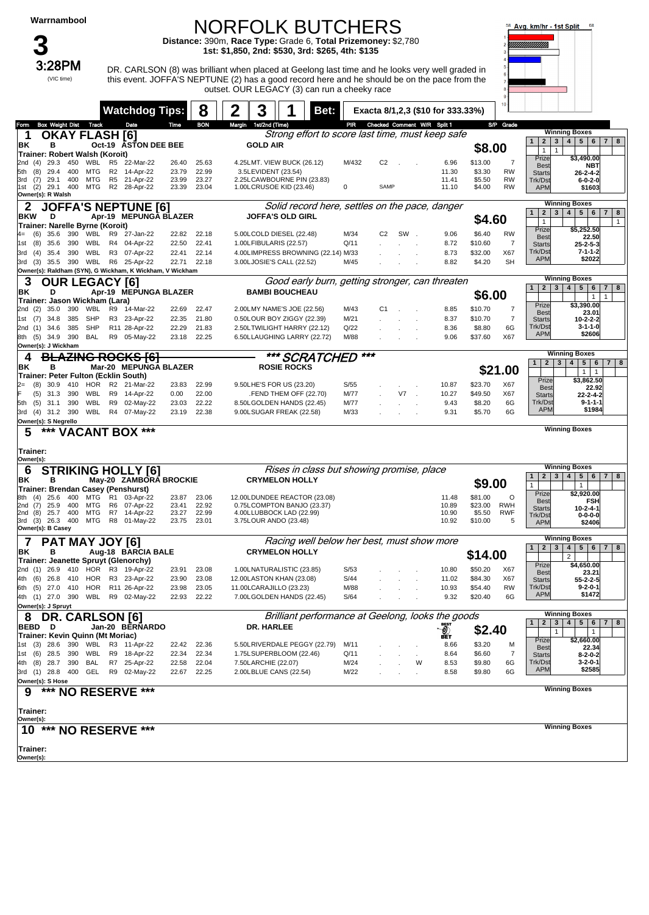Warrnambool

# 3

**3:28PM** (VIC time)

# NORFOLK BUTCHERS

**Distance:** 390m, **Race Type:** Grade 6, **Total Prizemoney:** $2,780
**1st: $1,850, 2nd: $530, 3rd: $265, 4th: $135**

DR. CARLSON (8) was brilliant when placed at Geelong last time and he looks very well graded in this event. JOFFA'S NEPTUNE (2) has a good record here and he should be on the pace from the outset. OUR LEGACY (3) can run a cheeky race

Avg. km/hr - 1st Split

**Watchdog Tips:** 8 2 3 1 **Bet:** Exacta 8/1,2,3 ($10 for 333.33%)

---

## 1 OKAY FLASH [6]
BK B Oct-19 ASTON DEE BEE — GOLD AIR
Trainer: Robert Walsh (Koroit)
*Strong effort to score last time, must keep safe*
**$8.00**

| Form | Box | Weight | Dist | Track | Race | Date | Time | BON | Margin | 1st/2nd (Time) | PIR | Checked | Comment | W/R | Split 1 | S/P | Grade |
|---|---|---|---|---|---|---|---|---|---|---|---|---|---|---|---|---|---|
| 2nd | (4) | 29.3 | 450 | WBL | R5 | 22-Mar-22 | 26.40 | 25.63 | 4.25 | LMT. VIEW BUCK (26.12) | M/432 | C2 | | | 6.96 | $13.00 | 7 |
| 5th | (8) | 29.4 | 400 | MTG | R2 | 14-Apr-22 | 23.79 | 22.99 | 3.5 | LEVIDENT (23.54) | | | | | 11.30 | $3.30 | RW |
| 3rd | (7) | 29.1 | 400 | MTG | R5 | 21-Apr-22 | 23.99 | 23.27 | 2.25 | LCAWBOURNE PIN (23.83) | | | | | 11.41 | $5.50 | RW |
| 1st | (2) | 29.1 | 400 | MTG | R2 | 28-Apr-22 | 23.39 | 23.04 | 1.00 | LCRUSOE KID (23.46) | 0 | SAMP | | | 11.10 | $4.00 | RW |

Owner(s): R Walsh

Winning Boxes: 2: 1, 3: 1 | Prize $3,490.00 | Best NBT | Starts 26-2-4-2 | Trk/Dst 6-0-2-0 | APM $1603

## 2 JOFFA'S NEPTUNE [6]
BKW D Apr-19 MEPUNGA BLAZER — JOFFA'S OLD GIRL
Trainer: Narelle Byrne (Koroit)
*Solid record here, settles on the pace, danger*
**$4.60**

| Form | Box | Weight | Dist | Track | Race | Date | Time | BON | Margin | 1st/2nd (Time) | PIR | Checked | Comment | W/R | Split 1 | S/P | Grade |
|---|---|---|---|---|---|---|---|---|---|---|---|---|---|---|---|---|---|
| 4= | (6) | 35.6 | 390 | WBL | R9 | 27-Jan-22 | 22.82 | 22.18 | 5.00 | LCOLD DIESEL (22.48) | M/34 | C2 | SW | | 9.06 | $6.40 | RW |
| 1st | (8) | 35.6 | 390 | WBL | R4 | 04-Apr-22 | 22.50 | 22.41 | 1.00 | LFIBULARIS (22.57) | Q/11 | | | | 8.72 | $10.60 | 7 |
| 3rd | (4) | 35.4 | 390 | WBL | R3 | 07-Apr-22 | 22.41 | 22.14 | 4.00 | LIMPRESS BROWNING (22.14) | M/33 | | | | 8.73 | $32.00 | X67 |
| 3rd | (3) | 35.5 | 390 | WBL | R6 | 25-Apr-22 | 22.71 | 22.18 | 3.00 | LJOSIE'S CALL (22.52) | M/45 | | | | 8.82 | $4.20 | SH |

Owner(s): Raldham (SYN), G Wickham, K Wickham, V Wickham

Winning Boxes: 1: 1, 8: 1 | Prize $5,252.50 | Best 22.50 | Starts 25-2-5-3 | Trk/Dst 7-1-1-2 | APM $2022

## 3 OUR LEGACY [6]
BK D Apr-19 MEPUNGA BLAZER — BAMBI BOUCHEAU
Trainer: Jason Wickham (Lara)
*Good early burn, getting stronger, can threaten*
**$6.00**

| Form | Box | Weight | Dist | Track | Race | Date | Time | BON | Margin | 1st/2nd (Time) | PIR | Checked | Comment | W/R | Split 1 | S/P | Grade |
|---|---|---|---|---|---|---|---|---|---|---|---|---|---|---|---|---|---|
| 2nd | (2) | 35.0 | 390 | WBL | R9 | 14-Mar-22 | 22.69 | 22.47 | 2.00 | LMY NAME'S JOE (22.56) | M/43 | C1 | | | 8.85 | $10.70 | 7 |
| 1st | (7) | 34.8 | 385 | SHP | R3 | 23-Apr-22 | 22.35 | 21.80 | 0.50 | LOUR BOY ZIGGY (22.39) | M/21 | | | | 8.37 | $10.70 | 7 |
| 2nd | (1) | 34.6 | 385 | SHP | R11 | 28-Apr-22 | 22.29 | 21.83 | 2.50 | LTWILIGHT HARRY (22.12) | Q/22 | | | | 8.36 | $8.80 | 6G |
| 8th | (5) | 34.9 | 390 | BAL | R9 | 05-May-22 | 23.18 | 22.25 | 6.50 | LLAUGHING LARRY (22.72) | M/88 | | | | 9.06 | $37.60 | X67 |

Owner(s): J Wickham

Winning Boxes: 6: 1, 7: 1 | Prize $3,390.00 | Best 23.01 | Starts 10-2-2-2 | Trk/Dst 3-1-1-0 | APM $2606

## 4 ~~BLAZING ROCKS [6]~~ *** SCRATCHED ***
BK B Mar-20 MEPUNGA BLAZER — ROSIE ROCKS
Trainer: Peter Fulton (Ecklin South)
**$21.00**

| Form | Box | Weight | Dist | Track | Race | Date | Time | BON | Margin | 1st/2nd (Time) | PIR | Checked | Comment | W/R | Split 1 | S/P | Grade |
|---|---|---|---|---|---|---|---|---|---|---|---|---|---|---|---|---|---|
| 2= | (8) | 30.9 | 410 | HOR | R2 | 21-Mar-22 | 23.83 | 22.99 | 9.50 | LHE'S FOR US (23.20) | S/55 | | | | 10.87 | $23.70 | X67 |
| F | (5) | 31.3 | 390 | WBL | R9 | 14-Apr-22 | 0.00 | 22.00 | | .FEND THEM OFF (22.70) | M/77 | | V7 | | 10.27 | $49.50 | X67 |
| 5th | (5) | 31.1 | 390 | WBL | R9 | 02-May-22 | 23.03 | 22.22 | 8.50 | LGOLDEN HANDS (22.45) | M/77 | | | | 9.43 | $8.20 | 6G |
| 3rd | (4) | 31.2 | 390 | WBL | R4 | 07-May-22 | 23.19 | 22.38 | 9.00 | LSUGAR FREAK (22.58) | M/33 | | | | 9.31 | $5.70 | 6G |

Owner(s): S Negrello

Winning Boxes: 5: 1, 6: 1 | Prize $3,862.50 | Best 22.92 | Starts 22-2-4-2 | Trk/Dst 9-1-1-1 | APM $1984

## 5 *** VACANT BOX ***
Trainer:
Owner(s):

## 6 STRIKING HOLLY [6]
BK B May-20 ZAMBORA BROCKIE — CRYMELON HOLLY
Trainer: Brendan Casey (Penshurst)
*Rises in class but showing promise, place*
**$9.00**

| Form | Box | Weight | Dist | Track | Race | Date | Time | BON | Margin | 1st/2nd (Time) | PIR | Checked | Comment | W/R | Split 1 | S/P | Grade |
|---|---|---|---|---|---|---|---|---|---|---|---|---|---|---|---|---|---|
| 8th | (4) | 25.6 | 400 | MTG | R1 | 03-Apr-22 | 23.87 | 23.06 | 12.00 | LDUNDEE REACTOR (23.08) | | | | | 11.48 | $81.00 | O |
| 2nd | (7) | 25.9 | 400 | MTG | R6 | 07-Apr-22 | 23.41 | 22.92 | 0.75 | LCOMPTON BANJO (23.37) | | | | | 10.89 | $23.00 | RWH |
| 2nd | (8) | 25.7 | 400 | MTG | R7 | 14-Apr-22 | 23.27 | 22.99 | 4.00 | LLUBBOCK LAD (22.99) | | | | | 10.90 | $5.50 | RWF |
| 3rd | (3) | 26.3 | 400 | MTG | R8 | 01-May-22 | 23.75 | 23.01 | 3.75 | LOUR ANDO (23.48) | | | | | 10.92 | $10.00 | 5 |

Owner(s): B Casey

Winning Boxes: 1: 1, 5: 1 | Prize $2,920.00 | Best FSH | Starts 10-2-4-1 | Trk/Dst 0-0-0-0 | APM $2406

## 7 PAT MAY JOY [6]
BK B Aug-18 BARCIA BALE — CRYMELON HOLLY
Trainer: Jeanette Spruyt (Glenorchy)
*Racing well below her best, must show more*
**$14.00**

| Form | Box | Weight | Dist | Track | Race | Date | Time | BON | Margin | 1st/2nd (Time) | PIR | Checked | Comment | W/R | Split 1 | S/P | Grade |
|---|---|---|---|---|---|---|---|---|---|---|---|---|---|---|---|---|---|
| 2nd | (1) | 26.9 | 410 | HOR | R3 | 19-Apr-22 | 23.91 | 23.08 | 1.00 | LNATURALISTIC (23.85) | S/53 | | | | 10.80 | $50.20 | X67 |
| 4th | (6) | 26.8 | 410 | HOR | R3 | 23-Apr-22 | 23.90 | 23.08 | 12.00 | LASTON KHAN (23.08) | S/44 | | | | 11.02 | $84.30 | X67 |
| 6th | (5) | 27.0 | 410 | HOR | R11 | 26-Apr-22 | 23.98 | 23.05 | 11.00 | LCARAJILLO (23.23) | M/88 | | | | 10.93 | $54.40 | RW |
| 4th | (1) | 27.0 | 390 | WBL | R9 | 02-May-22 | 22.93 | 22.22 | 7.00 | LGOLDEN HANDS (22.45) | S/64 | | | | 9.32 | $20.40 | 6G |

Owner(s): J Spruyt

Winning Boxes: 4: 2 | Prize $4,650.00 | Best 23.21 | Starts 55-2-2-5 | Trk/Dst 9-2-0-1 | APM $1472

## 8 DR. CARLSON [6]
BEBD D Jan-20 BERNARDO — DR. HARLEE
Trainer: Kevin Quinn (Mt Moriac)
*Brilliant performance at Geelong last time, looks the goods*
**$2.40** (BEST BET)

| Form | Box | Weight | Dist | Track | Race | Date | Time | BON | Margin | 1st/2nd (Time) | PIR | Checked | Comment | W/R | Split 1 | S/P | Grade |
|---|---|---|---|---|---|---|---|---|---|---|---|---|---|---|---|---|---|
| 1st | (3) | 28.6 | 390 | WBL | R3 | 11-Apr-22 | 22.42 | 22.36 | 5.50 | LRIVERDALE PEGGY (22.79) | M/11 | | | | 8.66 | $3.20 | M |
| 1st | (6) | 28.5 | 390 | WBL | R9 | 18-Apr-22 | 22.34 | 22.34 | 1.75 | LSUPERBLOOM (22.46) | Q/11 | | | | 8.64 | $6.60 | 7 |
| 4th | (8) | 28.7 | 390 | BAL | R7 | 25-Apr-22 | 22.58 | 22.04 | 7.50 | LARCHIE (22.07) | M/24 | | | W | 8.53 | $9.80 | 6G |
| 3rd | (1) | 28.8 | 400 | GEL | R9 | 02-May-22 | 22.67 | 22.25 | 2.00 | LBLUE CANS (22.54) | M/22 | | | | 8.58 | $9.80 | 6G |

Owner(s): S Hose

Winning Boxes: 3: 1, 6: 1 | Prize $2,660.00 | Best 22.34 | Starts 8-2-0-2 | Trk/Dst 3-2-0-1 | APM $2585

## 9 *** NO RESERVE ***
Trainer:
Owner(s):

## 10 *** NO RESERVE ***
Trainer:
Owner(s):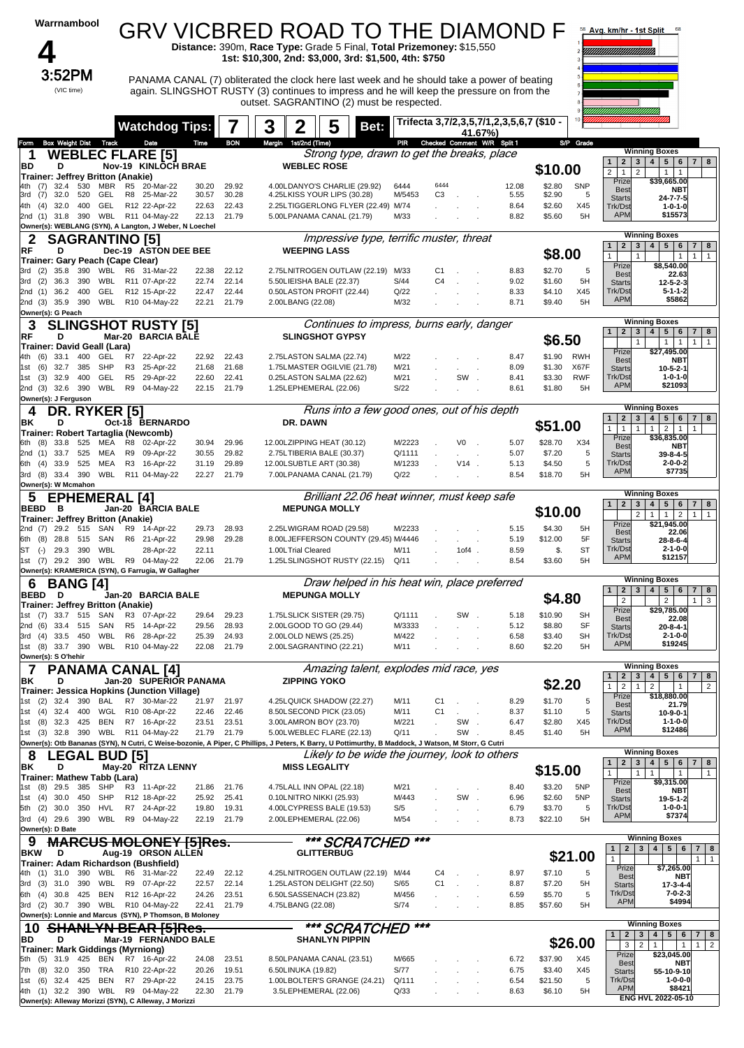# Warrnambool

## 4

**3:52PM** (VIC time)

# GRV VICBRED ROAD TO THE DIAMOND F

**Distance:** 390m, **Race Type:** Grade 5 Final, **Total Prizemoney:** $15,550
**1st: $10,300, 2nd: $3,000, 3rd: $1,500, 4th: $750**

PANAMA CANAL (7) obliterated the clock here last week and he should take a power of beating again. SLINGSHOT RUSTY (3) continues to impress and he will keep the pressure on from the outset. SAGRANTINO (2) must be respected.

**Watchdog Tips:** 7 | 3 | 2 | 5 | Bet: Trifecta 3,7/2,3,5,7/1,2,3,5,6,7 ($10 - 41.67%)

Avg. km/hr - 1st Split 58–68

---

### 1 WEBLEC FLARE [5]
*Strong type, drawn to get the breaks, place*

BD D Nov-19 KINLOCH BRAE — WEBLEC ROSE — **$10.00**
Trainer: Jeffrey Britton (Anakie)

| Form | Box | Weight | Dist | Track | Race | Date | Time | BON | Margin 1st/2nd (Time) | PIR | Checked | Split 1 | S/P | Grade |
|---|---|---|---|---|---|---|---|---|---|---|---|---|---|---|
| 4th | (7) | 32.4 | 530 | MBR | R5 | 20-Mar-22 | 30.20 | 29.92 | 4.00LDANYO'S CHARLIE (29.92) | 6444 | 6444 | 12.08 | $2.80 | SNP |
| 3rd | (7) | 32.0 | 520 | GEL | R8 | 25-Mar-22 | 30.57 | 30.28 | 4.25LKISS YOUR LIPS (30.28) | M/5453 | C3 | 5.55 | $2.90 | 5 |
| 4th | (4) | 32.0 | 400 | GEL | R12 | 22-Apr-22 | 22.63 | 22.43 | 2.25LTIGGERLONG FLYER (22.49) | M/74 | | 8.64 | $2.60 | X45 |
| 2nd | (1) | 31.8 | 390 | WBL | R11 | 04-May-22 | 22.13 | 21.79 | 5.00LPANAMA CANAL (21.79) | M/33 | | 8.82 | $5.60 | 5H |

Owner(s): WEBLANG (SYN), A Langton, J Weber, N Loechel

Winning Boxes: 1: 2, 2: 1, 3: 2, 6: 1, 7: 1 | Prize $39,665.00 | Best NBT | Starts 24-7-7-5 | Trk/Dst 1-0-1-0 | APM $15573

---

### 2 SAGRANTINO [5]
*Impressive type, terrific muster, threat*

RF D Dec-19 ASTON DEE BEE — WEEPING LASS — **$8.00**
Trainer: Gary Peach (Cape Clear)

| Form | Box | Weight | Dist | Track | Race | Date | Time | BON | Margin 1st/2nd (Time) | PIR | Checked | Split 1 | S/P | Grade |
|---|---|---|---|---|---|---|---|---|---|---|---|---|---|---|
| 3rd | (2) | 35.8 | 390 | WBL | R6 | 31-Mar-22 | 22.38 | 22.12 | 2.75LNITROGEN OUTLAW (22.19) | M/33 | C1 | 8.83 | $2.70 | 5 |
| 3rd | (2) | 36.3 | 390 | WBL | R11 | 07-Apr-22 | 22.74 | 22.14 | 5.50LIEISHA BALE (22.37) | S/44 | C4 | 9.02 | $1.60 | 5H |
| 2nd | (1) | 36.2 | 400 | GEL | R12 | 15-Apr-22 | 22.47 | 22.44 | 0.50LASTON PROFIT (22.44) | Q/22 | | 8.33 | $4.10 | X45 |
| 2nd | (3) | 35.9 | 390 | WBL | R10 | 04-May-22 | 22.21 | 21.79 | 2.00LBANG (22.08) | M/32 | | 8.71 | $9.40 | 5H |

Owner(s): G Peach

Winning Boxes: 1: 1, 3: 1, 6: 1, 7: 1, 8: 1 | Prize $8,540.00 | Best 22.63 | Starts 12-5-2-3 | Trk/Dst 5-1-1-2 | APM $5862

---

### 3 SLINGSHOT RUSTY [5]
*Continues to impress, burns early, danger*

RF D Mar-20 BARCIA BALE — SLINGSHOT GYPSY — **$6.50**
Trainer: David Geall (Lara)

| Form | Box | Weight | Dist | Track | Race | Date | Time | BON | Margin 1st/2nd (Time) | PIR | Checked | Split 1 | S/P | Grade |
|---|---|---|---|---|---|---|---|---|---|---|---|---|---|---|
| 4th | (6) | 33.1 | 400 | GEL | R7 | 22-Apr-22 | 22.92 | 22.43 | 2.75LASTON SALMA (22.74) | M/22 | | 8.47 | $1.90 | RWH |
| 1st | (6) | 32.7 | 385 | SHP | R3 | 25-Apr-22 | 21.68 | 21.68 | 1.75LMASTER OGILVIE (21.78) | M/21 | | 8.09 | $1.30 | X67F |
| 1st | (3) | 32.9 | 400 | GEL | R5 | 29-Apr-22 | 22.60 | 22.41 | 0.25LASTON SALMA (22.62) | M/21 | SW | 8.41 | $3.30 | RWF |
| 2nd | (3) | 32.6 | 390 | WBL | R9 | 04-May-22 | 22.15 | 21.79 | 1.25LEPHEMERAL (22.06) | S/22 | | 8.61 | $1.80 | 5H |

Owner(s): J Ferguson

Winning Boxes: 2: 1, 4: 1, 5: 1, 7: 1, 8: 1 | Prize $27,495.00 | Best NBT | Starts 10-5-2-1 | Trk/Dst 1-0-1-0 | APM $21093

---

### 4 DR. RYKER [5]
*Runs into a few good ones, out of his depth*

BK D Oct-18 BERNARDO — DR. DAWN — **$51.00**
Trainer: Robert Tartaglia (Newcomb)

| Form | Box | Weight | Dist | Track | Race | Date | Time | BON | Margin 1st/2nd (Time) | PIR | Checked | Split 1 | S/P | Grade |
|---|---|---|---|---|---|---|---|---|---|---|---|---|---|---|
| 6th | (8) | 33.8 | 525 | MEA | R8 | 02-Apr-22 | 30.94 | 29.96 | 12.00LZIPPING HEAT (30.12) | M/2223 | V0 | 5.07 | $28.70 | X34 |
| 2nd | (1) | 33.7 | 525 | MEA | R9 | 09-Apr-22 | 30.55 | 29.82 | 2.75LTIBERIA BALE (30.37) | Q/1111 | | 5.07 | $7.20 | 5 |
| 6th | (4) | 33.9 | 525 | MEA | R3 | 16-Apr-22 | 31.19 | 29.89 | 12.00LSUBTLE ART (30.38) | M/1233 | V14 | 5.13 | $4.50 | 5 |
| 3rd | (8) | 33.4 | 390 | WBL | R11 | 04-May-22 | 22.27 | 21.79 | 7.00LPANAMA CANAL (21.79) | Q/22 | | 8.54 | $18.70 | 5H |

Owner(s): W Mcmahon

Winning Boxes: 1: 1, 2: 1, 3: 1, 4: 1, 5: 2, 6: 1, 7: 1 | Prize $36,835.00 | Best NBT | Starts 39-8-4-5 | Trk/Dst 2-0-0-2 | APM $7735

---

### 5 EPHEMERAL [4]
*Brilliant 22.06 heat winner, must keep safe*

BEBD B Jan-20 BARCIA BALE — MEPUNGA MOLLY — **$10.00**
Trainer: Jeffrey Britton (Anakie)

| Form | Box | Weight | Dist | Track | Race | Date | Time | BON | Margin 1st/2nd (Time) | PIR | Checked | Split 1 | S/P | Grade |
|---|---|---|---|---|---|---|---|---|---|---|---|---|---|---|
| 2nd | (7) | 29.2 | 515 | SAN | R9 | 14-Apr-22 | 29.73 | 28.93 | 2.25LWIGRAM ROAD (29.58) | M/2233 | | 5.15 | $4.30 | 5H |
| 6th | (8) | 28.8 | 515 | SAN | R6 | 21-Apr-22 | 29.98 | 29.28 | 8.00LJEFFERSON COUNTY (29.45) | M/4446 | | 5.19 | $12.00 | 5F |
| ST | (-) | 29.3 | 390 | WBL | | 28-Apr-22 | 22.11 | | 1.00LTrial Cleared | M/11 | 1of4 | 8.59 | $. | ST |
| 1st | (7) | 29.2 | 390 | WBL | R9 | 04-May-22 | 22.06 | 21.79 | 1.25LSLINGSHOT RUSTY (22.15) | Q/11 | | 8.54 | $3.60 | 5H |

Owner(s): KRAMERICA (SYN), G Farrugia, W Gallagher

Winning Boxes: 3: 2, 4: 1, 5: 1, 6: 2, 7: 1, 8: 1 | Prize $21,945.00 | Best 22.06 | Starts 28-8-6-4 | Trk/Dst 2-1-0-0 | APM $12157

---

### 6 BANG [4]
*Draw helped in his heat win, place preferred*

BEBD D Jan-20 BARCIA BALE — MEPUNGA MOLLY — **$4.80**
Trainer: Jeffrey Britton (Anakie)

| Form | Box | Weight | Dist | Track | Race | Date | Time | BON | Margin 1st/2nd (Time) | PIR | Checked | Split 1 | S/P | Grade |
|---|---|---|---|---|---|---|---|---|---|---|---|---|---|---|
| 1st | (7) | 33.7 | 515 | SAN | R3 | 07-Apr-22 | 29.64 | 29.23 | 1.75LSLICK SISTER (29.75) | Q/1111 | SW | 5.18 | $10.90 | SH |
| 2nd | (6) | 33.4 | 515 | SAN | R5 | 14-Apr-22 | 29.56 | 28.93 | 2.00LGOOD TO GO (29.44) | M/3333 | | 5.12 | $8.80 | SF |
| 3rd | (4) | 33.5 | 450 | WBL | R6 | 28-Apr-22 | 25.39 | 24.93 | 2.00LOLD NEWS (25.25) | M/422 | | 6.58 | $3.40 | SH |
| 1st | (8) | 33.7 | 390 | WBL | R10 | 04-May-22 | 22.08 | 21.79 | 2.00LSAGRANTINO (22.21) | M/11 | | 8.60 | $2.20 | 5H |

Owner(s): S O'hehir

Winning Boxes: 2: 2, 5: 2, 7: 1, 8: 3 | Prize $29,785.00 | Best 22.08 | Starts 20-8-4-1 | Trk/Dst 2-1-0-0 | APM $19245

---

### 7 PANAMA CANAL [4]
*Amazing talent, explodes mid race, yes*

BK D Jan-20 SUPERIOR PANAMA — ZIPPING YOKO — **$2.20**
Trainer: Jessica Hopkins (Junction Village)

| Form | Box | Weight | Dist | Track | Race | Date | Time | BON | Margin 1st/2nd (Time) | PIR | Checked | Split 1 | S/P | Grade |
|---|---|---|---|---|---|---|---|---|---|---|---|---|---|---|
| 1st | (2) | 32.4 | 390 | BAL | R7 | 30-Mar-22 | 21.97 | 21.97 | 4.25LQUICK SHADOW (22.27) | M/11 | C1 | 8.29 | $1.70 | 5 |
| 1st | (4) | 32.4 | 400 | WGL | R10 | 08-Apr-22 | 22.46 | 22.46 | 8.50LSECOND PICK (23.05) | M/11 | C1 | 8.37 | $1.10 | 5 |
| 1st | (8) | 32.3 | 425 | BEN | R7 | 16-Apr-22 | 23.51 | 23.51 | 3.00LAMRON BOY (23.70) | M/221 | SW | 6.47 | $2.80 | X45 |
| 1st | (3) | 32.8 | 390 | WBL | R11 | 04-May-22 | 21.79 | 21.79 | 5.00LWEBLEC FLARE (22.13) | Q/11 | SW | 8.45 | $1.40 | 5H |

Owner(s): Otb Bananas (SYN), N Cutri, C Weise-bozonie, A Piper, C Phillips, J Peters, K Barry, U Pottimurthy, B Maddock, J Watson, M Storr, G Cutri

Winning Boxes: 1: 2, 2: 1, 3: 2, 5: 1, 8: 2 | Prize $18,880.00 | Best 21.79 | Starts 10-9-0-1 | Trk/Dst 1-1-0-0 | APM $12486

---

### 8 LEGAL BUD [5]
*Likely to be wide the journey, look to others*

BK D May-20 RITZA LENNY — MISS LEGALITY — **$15.00**
Trainer: Mathew Tabb (Lara)

| Form | Box | Weight | Dist | Track | Race | Date | Time | BON | Margin 1st/2nd (Time) | PIR | Checked | Split 1 | S/P | Grade |
|---|---|---|---|---|---|---|---|---|---|---|---|---|---|---|
| 1st | (8) | 29.5 | 385 | SHP | R3 | 11-Apr-22 | 21.86 | 21.76 | 4.75LALL INN OPAL (22.18) | M/21 | | 8.40 | $3.20 | 5NP |
| 1st | (4) | 30.0 | 450 | SHP | R12 | 18-Apr-22 | 25.92 | 25.41 | 0.10LNITRO NIKKI (25.93) | M/443 | SW | 6.96 | $2.60 | 5NP |
| 5th | (2) | 30.0 | 350 | HVL | R7 | 24-Apr-22 | 19.80 | 19.31 | 4.00LCYPRESS BALE (19.53) | S/5 | | 6.79 | $3.70 | 5 |
| 3rd | (4) | 29.6 | 390 | WBL | R9 | 04-May-22 | 22.19 | 21.79 | 2.00LEPHEMERAL (22.06) | M/54 | | 8.73 | $22.10 | 5H |

Owner(s): D Bate

Winning Boxes: 1: 1, 3: 1, 4: 1, 6: 1, 8: 1 | Prize $9,315.00 | Best NBT | Starts 19-5-1-2 | Trk/Dst 1-0-0-1 | APM $7374

---

### 9 ~~MARCUS MOLONEY [5]Res.~~
*\*\*\* SCRATCHED \*\*\**

BKW D Aug-19 ORSON ALLEN — GLITTERBUG — **$21.00**
Trainer: Adam Richardson (Bushfield)

| Form | Box | Weight | Dist | Track | Race | Date | Time | BON | Margin 1st/2nd (Time) | PIR | Checked | Split 1 | S/P | Grade |
|---|---|---|---|---|---|---|---|---|---|---|---|---|---|---|
| 4th | (1) | 31.0 | 390 | WBL | R6 | 31-Mar-22 | 22.49 | 22.12 | 4.25LNITROGEN OUTLAW (22.19) | M/44 | C4 | 8.97 | $7.10 | 5 |
| 3rd | (3) | 31.0 | 390 | WBL | R9 | 07-Apr-22 | 22.57 | 22.14 | 1.25LASTON DELIGHT (22.50) | S/65 | C1 | 8.87 | $7.20 | 5H |
| 6th | (4) | 30.8 | 425 | BEN | R12 | 16-Apr-22 | 24.26 | 23.51 | 6.50LSASSENACH (23.82) | M/456 | | 6.59 | $5.70 | 5 |
| 3rd | (2) | 30.7 | 390 | WBL | R10 | 04-May-22 | 22.41 | 21.79 | 4.75LBANG (22.08) | S/74 | | 8.85 | $57.60 | 5H |

Owner(s): Lonnie and Marcus (SYN), P Thomson, B Moloney

Winning Boxes: 1: 1, 7: 1, 8: 1 | Prize $7,265.00 | Best NBT | Starts 17-3-4-4 | Trk/Dst 7-0-2-3 | APM $4994

---

### 10 ~~SHANLYN BEAR [5]Res.~~
*\*\*\* SCRATCHED \*\*\**

BD D Mar-19 FERNANDO BALE — SHANLYN PIPPIN — **$26.00**
Trainer: Mark Giddings (Myrniong)

| Form | Box | Weight | Dist | Track | Race | Date | Time | BON | Margin 1st/2nd (Time) | PIR | Checked | Split 1 | S/P | Grade |
|---|---|---|---|---|---|---|---|---|---|---|---|---|---|---|
| 5th | (5) | 31.9 | 425 | BEN | R7 | 16-Apr-22 | 24.08 | 23.51 | 8.50LPANAMA CANAL (23.51) | M/665 | | 6.72 | $37.90 | X45 |
| 7th | (8) | 32.0 | 350 | TRA | R10 | 22-Apr-22 | 20.26 | 19.51 | 6.50LINUKA (19.82) | S/77 | | 6.75 | $3.40 | X45 |
| 1st | (6) | 32.4 | 425 | BEN | R7 | 29-Apr-22 | 24.15 | 23.75 | 1.00LBOLTER'S GRANGE (24.21) | Q/111 | | 6.54 | $21.50 | 5 |
| 4th | (1) | 32.2 | 390 | WBL | R9 | 04-May-22 | 22.30 | 21.79 | 3.5LEPHEMERAL (22.06) | Q/33 | | 8.63 | $6.10 | 5H |

Owner(s): Alleway Morizzi (SYN), C Alleway, J Morizzi

Winning Boxes: 2: 3, 3: 2, 4: 1, 6: 1, 7: 1, 8: 2 | Prize $23,045.00 | Best NBT | Starts 55-10-9-10 | Trk/Dst 1-0-0-0 | APM $8421 | ENG HVL 2022-05-10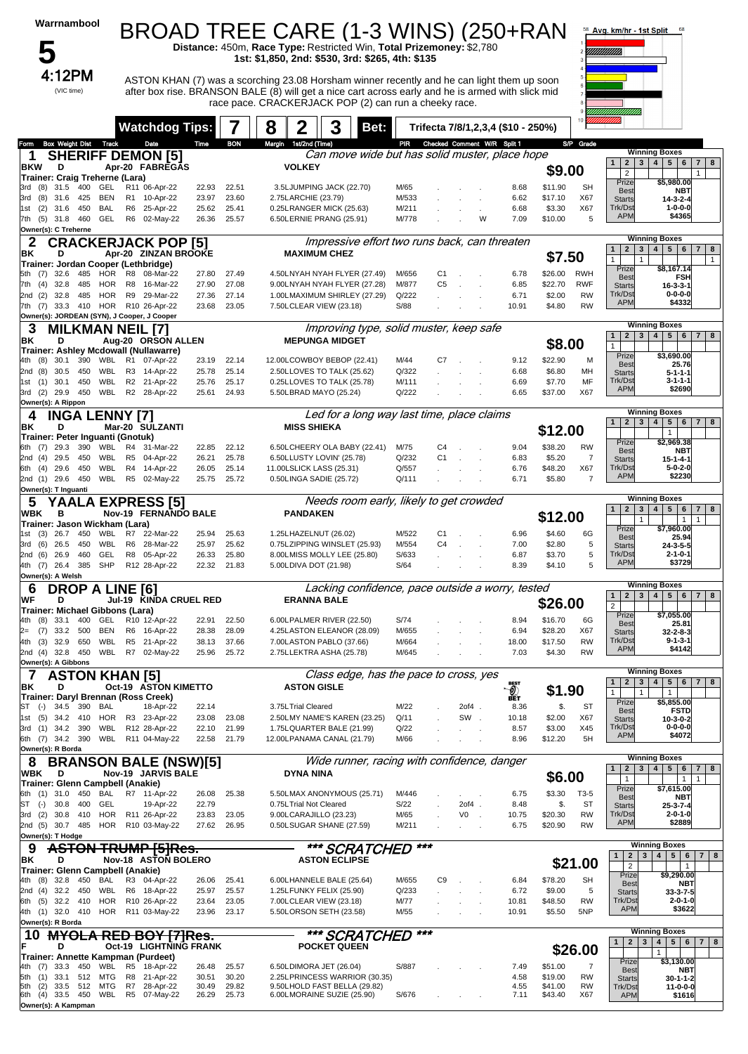Warrnambool

# 5

4:12PM (VIC time)

# BROAD TREE CARE (1-3 WINS) (250+RAN

**Distance:** 450m, **Race Type:** Restricted Win, **Total Prizemoney:** $2,780
**1st: $1,850, 2nd: $530, 3rd: $265, 4th: $135**

ASTON KHAN (7) was a scorching 23.08 Horsham winner recently and he can light them up soon after box rise. BRANSON BALE (8) will get a nice cart across early and he is armed with slick mid race pace. CRACKERJACK POP (2) can run a cheeky race.

Avg. km/hr - 1st Split

**Watchdog Tips:** 7 8 2 3 **Bet:** Trifecta 7/8/1,2,3,4 ($10 - 250%)

## 1 SHERIFF DEMON [5]
BKW D Apr-20 FABREGAS – VOLKEY
Trainer: Craig Treherne (Lara)
*Can move wide but has solid muster, place hope*
$9.00

| Form | Box | Weight | Dist | Track | Race | Date | Time | BON | Margin | 1st/2nd (Time) | PIR | Checked | Comment | W/R | Split 1 | S/P | Grade |
|---|---|---|---|---|---|---|---|---|---|---|---|---|---|---|---|---|---|
| 3rd | (8) | 31.5 | 400 | GEL | R11 | 06-Apr-22 | 22.93 | 22.51 | 3.5L | JUMPING JACK (22.70) | M/65 | | | | 8.68 | $11.90 | SH |
| 3rd | (8) | 31.6 | 425 | BEN | R1 | 10-Apr-22 | 23.97 | 23.60 | 2.75L | ARCHIE (23.79) | M/533 | | | | 6.62 | $17.10 | X67 |
| 1st | (2) | 31.6 | 450 | BAL | R6 | 25-Apr-22 | 25.62 | 25.41 | 0.25L | RANGER MICK (25.63) | M/211 | | | | 6.68 | $3.30 | X67 |
| 7th | (5) | 31.8 | 460 | GEL | R6 | 02-May-22 | 26.36 | 25.57 | 6.50L | ERNIE PRANG (25.91) | M/778 | | | W | 7.09 | $10.00 | 5 |

Owner(s): C Treherne

Winning Boxes: 2 (1), 7 (1) | Prize $5,980.00 | Best NBT | Starts 14-3-2-4 | Trk/Dst 1-0-0-0 | APM $4365

## 2 CRACKERJACK POP [5]
BK D Apr-20 ZINZAN BROOKE – MAXIMUM CHEZ
Trainer: Jordan Cooper (Lethbridge)
*Impressive effort two runs back, can threaten*
$7.50

| Form | Box | Weight | Dist | Track | Race | Date | Time | BON | Margin | 1st/2nd (Time) | PIR | Checked | Comment | W/R | Split 1 | S/P | Grade |
|---|---|---|---|---|---|---|---|---|---|---|---|---|---|---|---|---|---|
| 5th | (7) | 32.6 | 485 | HOR | R8 | 08-Mar-22 | 27.80 | 27.49 | 4.50L | NYAH NYAH FLYER (27.49) | M/656 | C1 | | | 6.78 | $26.00 | RWH |
| 7th | (4) | 32.8 | 485 | HOR | R8 | 16-Mar-22 | 27.90 | 27.08 | 9.00L | NYAH NYAH FLYER (27.28) | M/877 | C5 | | | 6.85 | $22.70 | RWF |
| 2nd | (2) | 32.8 | 485 | HOR | R9 | 29-Mar-22 | 27.36 | 27.14 | 1.00L | MAXIMUM SHIRLEY (27.29) | Q/222 | | | | 6.71 | $2.00 | RW |
| 7th | (7) | 33.3 | 410 | HOR | R10 | 26-Apr-22 | 23.68 | 23.05 | 7.50L | CLEAR VIEW (23.18) | S/88 | | | | 10.91 | $4.80 | RW |

Owner(s): JORDEN (SYN), J Cooper, J Cooper

Winning Boxes: 1 (1), 3 (1), 8 (1) | Prize $8,167.14 | Best FSH | Starts 16-3-3-1 | Trk/Dst 0-0-0-0 | APM $4332

## 3 MILKMAN NEIL [7]
BK D Aug-20 ORSON ALLEN – MEPUNGA MIDGET
Trainer: Ashley Mcdowall (Nullawarre)
*Improving type, solid muster, keep safe*
$8.00

| Form | Box | Weight | Dist | Track | Race | Date | Time | BON | Margin | 1st/2nd (Time) | PIR | Checked | Comment | W/R | Split 1 | S/P | Grade |
|---|---|---|---|---|---|---|---|---|---|---|---|---|---|---|---|---|---|
| 4th | (8) | 30.1 | 390 | WBL | R1 | 07-Apr-22 | 23.19 | 22.14 | 12.00L | COWBOY BEBOP (22.41) | M/44 | C7 | | | 9.12 | $22.90 | M |
| 2nd | (8) | 30.5 | 450 | WBL | R3 | 14-Apr-22 | 25.78 | 25.14 | 2.50L | LOVES TO TALK (25.62) | Q/322 | | | | 6.68 | $6.80 | MH |
| 1st | (1) | 30.1 | 450 | WBL | R2 | 21-Apr-22 | 25.76 | 25.17 | 0.25L | LOVES TO TALK (25.78) | M/111 | | | | 6.69 | $7.70 | MF |
| 3rd | (2) | 29.9 | 450 | WBL | R2 | 28-Apr-22 | 25.61 | 24.93 | 5.50L | BRAD MAYO (25.24) | Q/222 | | | | 6.65 | $37.00 | X67 |

Owner(s): A Rippon

Winning Boxes: 1 (1) | Prize $3,690.00 | Best 25.76 | Starts 5-1-1-1 | Trk/Dst 3-1-1-1 | APM $2690

## 4 INGA LENNY [7]
BK D Mar-20 SULZANTI – MISS SHIEKA
Trainer: Peter Inguanti (Gnotuk)
*Led for a long way last time, place claims*
$12.00

| Form | Box | Weight | Dist | Track | Race | Date | Time | BON | Margin | 1st/2nd (Time) | PIR | Checked | Comment | W/R | Split 1 | S/P | Grade |
|---|---|---|---|---|---|---|---|---|---|---|---|---|---|---|---|---|---|
| 6th | (7) | 29.3 | 390 | WBL | R4 | 31-Mar-22 | 22.85 | 22.12 | 6.50L | CHEERY OLA BABY (22.41) | M/75 | C4 | | | 9.04 | $38.20 | RW |
| 2nd | (4) | 29.5 | 450 | WBL | R5 | 04-Apr-22 | 26.21 | 25.78 | 6.50L | LUSTY LOVIN' (25.78) | Q/232 | C1 | | | 6.83 | $5.20 | 7 |
| 6th | (4) | 29.6 | 450 | WBL | R4 | 14-Apr-22 | 26.05 | 25.14 | 11.00L | SLICK LASS (25.31) | Q/557 | | | | 6.76 | $48.20 | X67 |
| 2nd | (1) | 29.6 | 450 | WBL | R5 | 02-May-22 | 25.75 | 25.72 | 0.50L | INGA SADIE (25.72) | Q/111 | | | | 6.71 | $5.80 | 7 |

Owner(s): T Inguanti

Winning Boxes: 5 (1) | Prize $2,969.38 | Best NBT | Starts 15-1-4-1 | Trk/Dst 5-0-2-0 | APM $2230

## 5 YAALA EXPRESS [5]
WBK B Nov-19 FERNANDO BALE – PANDAKEN
Trainer: Jason Wickham (Lara)
*Needs room early, likely to get crowded*
$12.00

| Form | Box | Weight | Dist | Track | Race | Date | Time | BON | Margin | 1st/2nd (Time) | PIR | Checked | Comment | W/R | Split 1 | S/P | Grade |
|---|---|---|---|---|---|---|---|---|---|---|---|---|---|---|---|---|---|
| 1st | (3) | 26.7 | 450 | WBL | R7 | 22-Mar-22 | 25.94 | 25.63 | 1.25L | HAZELNUT (26.02) | M/522 | C1 | | | 6.96 | $4.60 | 6G |
| 3rd | (6) | 26.5 | 450 | WBL | R6 | 28-Mar-22 | 25.97 | 25.62 | 0.75L | ZIPPING WINSLET (25.93) | M/554 | C4 | | | 7.00 | $2.80 | 5 |
| 2nd | (6) | 26.9 | 460 | GEL | R8 | 05-Apr-22 | 26.33 | 25.80 | 8.00L | MISS MOLLY LEE (25.80) | S/633 | | | | 6.87 | $3.70 | 5 |
| 4th | (7) | 26.4 | 385 | SHP | R12 | 28-Apr-22 | 22.32 | 21.83 | 5.00L | DIVA DOT (21.98) | S/64 | | | | 8.39 | $4.10 | 5 |

Owner(s): A Welsh

Winning Boxes: 3 (1), 6 (1), 7 (1) | Prize $7,960.00 | Best 25.94 | Starts 24-3-5-5 | Trk/Dst 2-1-0-1 | APM $3729

## 6 DROP A LINE [6]
WF D Jul-19 KINDA CRUEL RED – ERANNA BALE
Trainer: Michael Gibbons (Lara)
*Lacking confidence, pace outside a worry, tested*
$26.00

| Form | Box | Weight | Dist | Track | Race | Date | Time | BON | Margin | 1st/2nd (Time) | PIR | Checked | Comment | W/R | Split 1 | S/P | Grade |
|---|---|---|---|---|---|---|---|---|---|---|---|---|---|---|---|---|---|
| 4th | (8) | 33.1 | 400 | GEL | R10 | 12-Apr-22 | 22.91 | 22.50 | 6.00L | PALMER RIVER (22.50) | S/74 | | | | 8.94 | $16.70 | 6G |
| 2= | (7) | 33.2 | 500 | BEN | R6 | 16-Apr-22 | 28.38 | 28.09 | 4.25L | ASTON ELEANOR (28.09) | M/655 | | | | 6.94 | $28.20 | X67 |
| 4th | (3) | 32.9 | 650 | WBL | R5 | 21-Apr-22 | 38.13 | 37.66 | 7.00L | ASTON PABLO (37.66) | M/664 | | | | 18.00 | $17.50 | RW |
| 2nd | (4) | 32.8 | 450 | WBL | R7 | 02-May-22 | 25.96 | 25.72 | 2.75L | LEKTRA ASHA (25.78) | M/645 | | | | 7.03 | $4.30 | RW |

Owner(s): A Gibbons

Winning Boxes: 1 (2) | Prize $7,055.00 | Best 25.81 | Starts 32-2-8-3 | Trk/Dst 9-1-3-1 | APM $4142

## 7 ASTON KHAN [5]
BK D Oct-19 ASTON KIMETTO – ASTON GISLE
Trainer: Daryl Brennan (Ross Creek)
*Class edge, has the pace to cross, yes*
BEST BET $1.90

| Form | Box | Weight | Dist | Track | Race | Date | Time | BON | Margin | 1st/2nd (Time) | PIR | Checked | Comment | W/R | Split 1 | S/P | Grade |
|---|---|---|---|---|---|---|---|---|---|---|---|---|---|---|---|---|---|
| ST | (-) | 34.5 | 390 | BAL | | 18-Apr-22 | 22.14 | | 3.75L | Trial Cleared | M/22 | | 2of4 | | 8.36 | $. | ST |
| 1st | (5) | 34.2 | 410 | HOR | R3 | 23-Apr-22 | 23.08 | 23.08 | 2.50L | MY NAME'S KAREN (23.25) | Q/11 | | SW | | 10.18 | $2.00 | X67 |
| 3rd | (1) | 34.2 | 390 | WBL | R12 | 28-Apr-22 | 22.10 | 21.99 | 1.75L | QUARTER BALE (21.99) | Q/22 | | | | 8.57 | $3.00 | X45 |
| 6th | (7) | 34.2 | 390 | WBL | R11 | 04-May-22 | 22.58 | 21.79 | 12.00L | PANAMA CANAL (21.79) | M/66 | | | | 8.96 | $12.20 | 5H |

Owner(s): R Borda

Winning Boxes: 1 (1), 3 (1), 5 (1) | Prize $5,855.00 | Best FSTD | Starts 10-3-0-2 | Trk/Dst 0-0-0-0 | APM $4072

## 8 BRANSON BALE (NSW)[5]
WBK D Nov-19 JARVIS BALE – DYNA NINA
Trainer: Glenn Campbell (Anakie)
*Wide runner, racing with confidence, danger*
$6.00

| Form | Box | Weight | Dist | Track | Race | Date | Time | BON | Margin | 1st/2nd (Time) | PIR | Checked | Comment | W/R | Split 1 | S/P | Grade |
|---|---|---|---|---|---|---|---|---|---|---|---|---|---|---|---|---|---|
| 6th | (1) | 31.0 | 450 | BAL | R7 | 11-Apr-22 | 26.08 | 25.38 | 5.50L | MAX ANONYMOUS (25.71) | M/446 | | | | 6.75 | $3.30 | T3-5 |
| ST | (-) | 30.8 | 400 | GEL | | 19-Apr-22 | 22.79 | | 0.75L | Trial Not Cleared | S/22 | | 2of4 | | 8.48 | $. | ST |
| 3rd | (2) | 30.8 | 410 | HOR | R11 | 26-Apr-22 | 23.83 | 23.05 | 9.00L | CARAJILLO (23.23) | M/65 | | V0 | | 10.75 | $20.30 | RW |
| 2nd | (5) | 30.7 | 485 | HOR | R10 | 03-May-22 | 27.62 | 26.95 | 0.50L | SUGAR SHANE (27.59) | M/211 | | | | 6.75 | $20.90 | RW |

Owner(s): T Hodge

Winning Boxes: 1 (1), 6 (1), 7 (1) | Prize $7,615.00 | Best NBT | Starts 25-3-7-4 | Trk/Dst 2-0-1-0 | APM $2889

## 9 ~~ASTON TRUMP [5]Res.~~
BK D Nov-18 ASTON BOLERO – ASTON ECLIPSE
Trainer: Glenn Campbell (Anakie)
*** SCRATCHED ***
$21.00

| Form | Box | Weight | Dist | Track | Race | Date | Time | BON | Margin | 1st/2nd (Time) | PIR | Checked | Comment | W/R | Split 1 | S/P | Grade |
|---|---|---|---|---|---|---|---|---|---|---|---|---|---|---|---|---|---|
| 4th | (8) | 32.8 | 450 | BAL | R3 | 04-Apr-22 | 26.06 | 25.41 | 6.00L | HANNELE BALE (25.64) | M/655 | C9 | | | 6.84 | $78.20 | SH |
| 2nd | (4) | 32.2 | 450 | WBL | R6 | 18-Apr-22 | 25.97 | 25.57 | 1.25L | FUNKY FELIX (25.90) | Q/233 | | | | 6.72 | $9.00 | 5 |
| 6th | (5) | 32.2 | 410 | HOR | R10 | 26-Apr-22 | 23.64 | 23.05 | 7.00L | CLEAR VIEW (23.18) | M/77 | | | | 10.81 | $48.50 | RW |
| 4th | (1) | 32.0 | 410 | HOR | R11 | 03-May-22 | 23.96 | 23.17 | 5.50L | ORSON SETH (23.58) | M/55 | | | | 10.91 | $5.50 | 5NP |

Owner(s): R Borda

Winning Boxes: 2 (2), 6 (1) | Prize $9,290.00 | Best NBT | Starts 33-3-7-5 | Trk/Dst 2-0-1-0 | APM $3622

## 10 ~~MYOLA RED BOY [7]Res.~~
F D Oct-19 LIGHTNING FRANK – POCKET QUEEN
Trainer: Annette Kampman (Purdeet)
*** SCRATCHED ***
$26.00

| Form | Box | Weight | Dist | Track | Race | Date | Time | BON | Margin | 1st/2nd (Time) | PIR | Checked | Comment | W/R | Split 1 | S/P | Grade |
|---|---|---|---|---|---|---|---|---|---|---|---|---|---|---|---|---|---|
| 4th | (7) | 33.3 | 450 | WBL | R5 | 18-Apr-22 | 26.48 | 25.57 | 6.50L | DIMORA JET (26.04) | S/887 | | | | 7.49 | $51.00 | 7 |
| 5th | (1) | 33.1 | 512 | MTG | R8 | 21-Apr-22 | 30.51 | 30.20 | 2.25L | PRINCESS WARRIOR (30.35) | | | | | 4.58 | $19.00 | RW |
| 5th | (2) | 33.5 | 512 | MTG | R7 | 28-Apr-22 | 30.49 | 29.82 | 9.50L | HOLD FAST BELLA (29.82) | | | | | 4.55 | $41.00 | RW |
| 6th | (4) | 33.5 | 450 | WBL | R5 | 07-May-22 | 26.29 | 25.73 | 6.00L | MORAINE SUZIE (25.90) | S/676 | | | | 7.11 | $43.40 | X67 |

Owner(s): A Kampman

Winning Boxes: 4 (1) | Prize $3,130.00 | Best NBT | Starts 30-1-1-2 | Trk/Dst 11-0-0-0 | APM $1616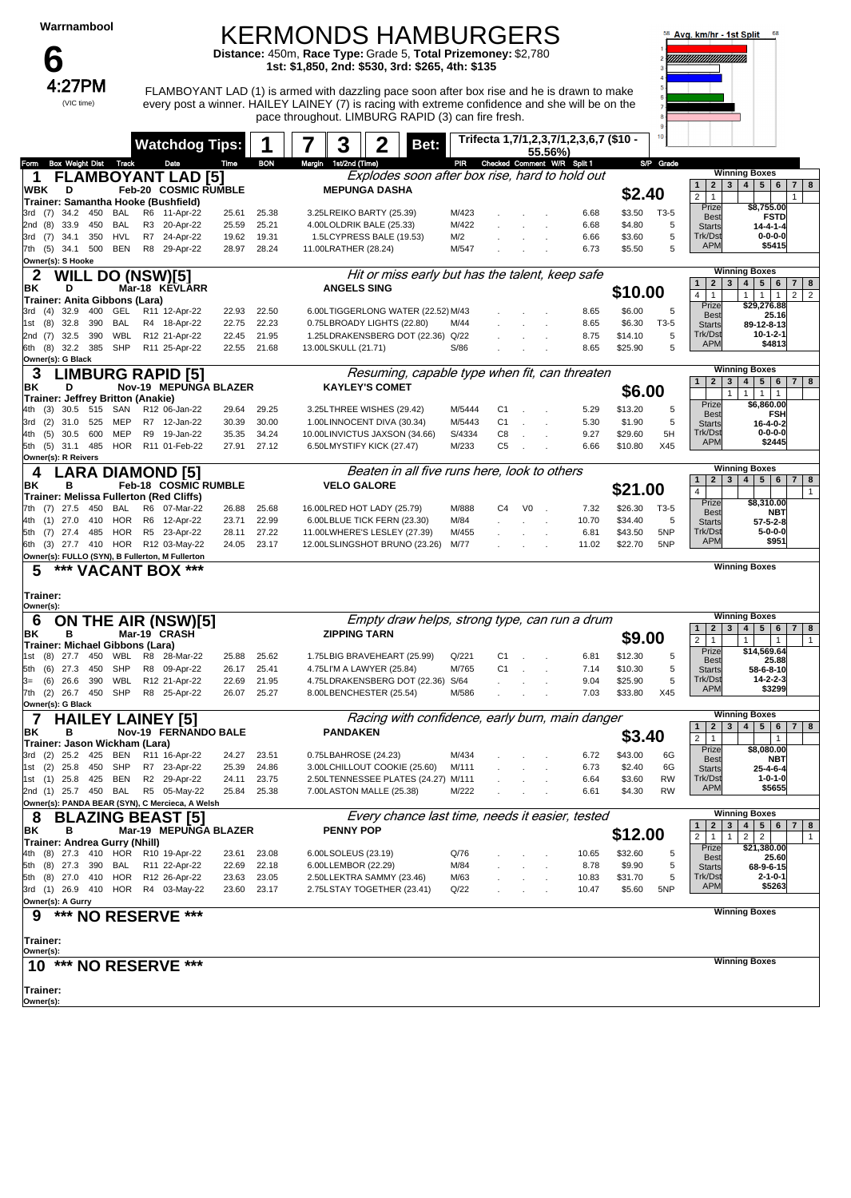Warrnambool

# 6

**4:27PM** (VIC time)

# KERMONDS HAMBURGERS

**Distance:** 450m, **Race Type:** Grade 5, **Total Prizemoney:** $2,780
**1st: $1,850, 2nd: $530, 3rd: $265, 4th: $135**

FLAMBOYANT LAD (1) is armed with dazzling pace soon after box rise and he is drawn to make every post a winner. HAILEY LAINEY (7) is racing with extreme confidence and she will be on the pace throughout. LIMBURG RAPID (3) can fire fresh.

**Watchdog Tips:** 1 7 3 2 **Bet:** Trifecta 1,7/1,2,3,7/1,2,3,6,7 ($10 - 55.56%)

Avg. km/hr - 1st Split

---

## 1 FLAMBOYANT LAD [5]
*Explodes soon after box rise, hard to hold out*

WBK D Feb-20 COSMIC RUMBLE — MEPUNGA DASHA — **$2.40**
Trainer: Samantha Hooke (Bushfield)

| Form | Box | Weight | Dist | Track | Race | Date | Time | BON | Margin | 1st/2nd (Time) | PIR | Checked | Comment | W/R | Split 1 | S/P | Grade |
|---|---|---|---|---|---|---|---|---|---|---|---|---|---|---|---|---|---|
| 3rd | (7) | 34.2 | 450 | BAL | R6 | 11-Apr-22 | 25.61 | 25.38 | 3.25L | REIKO BARTY (25.39) | M/423 | | | | 6.68 | $3.50 | T3-5 |
| 2nd | (8) | 33.9 | 450 | BAL | R3 | 20-Apr-22 | 25.59 | 25.21 | 4.00L | OLDRIK BALE (25.33) | M/422 | | | | 6.68 | $4.80 | 5 |
| 3rd | (7) | 34.1 | 350 | HVL | R7 | 24-Apr-22 | 19.62 | 19.31 | 1.5L | CYPRESS BALE (19.53) | M/2 | | | | 6.66 | $3.60 | 5 |
| 7th | (5) | 34.1 | 500 | BEN | R8 | 29-Apr-22 | 28.97 | 28.24 | 11.00L | RATHER (28.24) | M/547 | | | | 6.73 | $5.50 | 5 |

Owner(s): S Hooke

Winning Boxes: 1: 2 1, 2: 1, 7: 1 — Prize $8,755.00; Best FSTD; Starts 14-4-1-4; Trk/Dst 0-0-0-0; APM $5415

## 2 WILL DO (NSW)[5]
*Hit or miss early but has the talent, keep safe*

BK D Mar-18 KEVLARR — ANGELS SING — **$10.00**
Trainer: Anita Gibbons (Lara)

| Form | Box | Weight | Dist | Track | Race | Date | Time | BON | Margin | 1st/2nd (Time) | PIR | Checked | Comment | W/R | Split 1 | S/P | Grade |
|---|---|---|---|---|---|---|---|---|---|---|---|---|---|---|---|---|---|
| 3rd | (4) | 32.9 | 400 | GEL | R11 | 12-Apr-22 | 22.93 | 22.50 | 6.00L | TIGGERLONG WATER (22.52) | M/43 | | | | 8.65 | $6.00 | 5 |
| 1st | (8) | 32.8 | 390 | BAL | R4 | 18-Apr-22 | 22.75 | 22.23 | 0.75L | BROADY LIGHTS (22.80) | M/44 | | | | 8.65 | $6.30 | T3-5 |
| 2nd | (7) | 32.5 | 390 | WBL | R12 | 21-Apr-22 | 22.45 | 21.95 | 1.25L | DRAKENSBERG DOT (22.36) | Q/22 | | | | 8.75 | $14.10 | 5 |
| 6th | (8) | 32.2 | 385 | SHP | R11 | 25-Apr-22 | 22.55 | 21.68 | 13.00L | SKULL (21.71) | S/86 | | | | 8.65 | $25.90 | 5 |

Owner(s): G Black

Winning Boxes: 4, 1, 1, 1, 1, 2, 2 — Prize $29,276.88; Best 25.16; Starts 89-12-8-13; Trk/Dst 10-1-2-1; APM $4813

## 3 LIMBURG RAPID [5]
*Resuming, capable type when fit, can threaten*

BK D Nov-19 MEPUNGA BLAZER — KAYLEY'S COMET — **$6.00**
Trainer: Jeffrey Britton (Anakie)

| Form | Box | Weight | Dist | Track | Race | Date | Time | BON | Margin | 1st/2nd (Time) | PIR | Checked | Comment | W/R | Split 1 | S/P | Grade |
|---|---|---|---|---|---|---|---|---|---|---|---|---|---|---|---|---|---|
| 4th | (3) | 30.5 | 515 | SAN | R12 | 06-Jan-22 | 29.64 | 29.25 | 3.25L | THREE WISHES (29.42) | M/5444 | C1 | | | 5.29 | $13.20 | 5 |
| 3rd | (2) | 31.0 | 525 | MEP | R7 | 12-Jan-22 | 30.39 | 30.00 | 1.00L | INNOCENT DIVA (30.34) | M/5443 | C1 | | | 5.30 | $1.90 | 5 |
| 4th | (5) | 30.5 | 600 | MEP | R9 | 19-Jan-22 | 35.35 | 34.24 | 10.00L | INVICTUS JAXSON (34.66) | S/4334 | C8 | | | 9.27 | $29.60 | 5H |
| 5th | (5) | 31.1 | 485 | HOR | R11 | 01-Feb-22 | 27.91 | 27.12 | 6.50L | MYSTIFY KICK (27.47) | M/233 | C5 | | | 6.66 | $10.80 | X45 |

Owner(s): R Reivers

Winning Boxes: 1, 1, 1, 1 — Prize $6,860.00; Best FSH; Starts 16-4-0-2; Trk/Dst 0-0-0-0; APM $2445

## 4 LARA DIAMOND [5]
*Beaten in all five runs here, look to others*

BK B Feb-18 COSMIC RUMBLE — VELO GALORE — **$21.00**
Trainer: Melissa Fullerton (Red Cliffs)

| Form | Box | Weight | Dist | Track | Race | Date | Time | BON | Margin | 1st/2nd (Time) | PIR | Checked | Comment | W/R | Split 1 | S/P | Grade |
|---|---|---|---|---|---|---|---|---|---|---|---|---|---|---|---|---|---|
| 7th | (7) | 27.5 | 450 | BAL | R6 | 07-Mar-22 | 26.88 | 25.68 | 16.00L | RED HOT LADY (25.79) | M/888 | C4 | V0 | | 7.32 | $26.30 | T3-5 |
| 4th | (1) | 27.0 | 410 | HOR | R6 | 12-Apr-22 | 23.71 | 22.99 | 6.00L | BLUE TICK FERN (23.30) | M/84 | | | | 10.70 | $34.40 | 5 |
| 5th | (7) | 27.4 | 485 | HOR | R5 | 23-Apr-22 | 28.11 | 27.22 | 11.00L | WHERE'S LESLEY (27.39) | M/455 | | | | 6.81 | $43.50 | 5NP |
| 6th | (3) | 27.7 | 410 | HOR | R12 | 03-May-22 | 24.05 | 23.17 | 12.00L | SLINGSHOT BRUNO (23.26) | M/77 | | | | 11.02 | $22.70 | 5NP |

Owner(s): FULLO (SYN), B Fullerton, M Fullerton

Winning Boxes: 4, 1 — Prize $8,310.00; Best NBT; Starts 57-5-2-8; Trk/Dst 5-0-0-0; APM $951

## 5 *** VACANT BOX ***

Trainer:
Owner(s):

## 6 ON THE AIR (NSW)[5]
*Empty draw helps, strong type, can run a drum*

BK B Mar-19 CRASH — ZIPPING TARN — **$9.00**
Trainer: Michael Gibbons (Lara)

| Form | Box | Weight | Dist | Track | Race | Date | Time | BON | Margin | 1st/2nd (Time) | PIR | Checked | Comment | W/R | Split 1 | S/P | Grade |
|---|---|---|---|---|---|---|---|---|---|---|---|---|---|---|---|---|---|
| 1st | (8) | 27.7 | 450 | WBL | R8 | 28-Mar-22 | 25.88 | 25.62 | 1.75L | BIG BRAVEHEART (25.99) | Q/221 | C1 | | | 6.81 | $12.30 | 5 |
| 5th | (6) | 27.3 | 450 | SHP | R8 | 09-Apr-22 | 26.17 | 25.41 | 4.75L | I'M A LAWYER (25.84) | M/765 | C1 | | | 7.14 | $10.30 | 5 |
| 3= | (6) | 26.6 | 390 | WBL | R12 | 21-Apr-22 | 22.69 | 21.95 | 4.75L | DRAKENSBERG DOT (22.36) | S/64 | | | | 9.04 | $25.90 | 5 |
| 7th | (2) | 26.7 | 450 | SHP | R8 | 25-Apr-22 | 26.07 | 25.27 | 8.00L | BENCHESTER (25.54) | M/586 | | | | 7.03 | $33.80 | X45 |

Owner(s): G Black

Winning Boxes: 2, 1, 1, 1, 1 — Prize $14,569.64; Best 25.88; Starts 58-6-8-10; Trk/Dst 14-2-2-3; APM $3299

## 7 HAILEY LAINEY [5]
*Racing with confidence, early burn, main danger*

BK B Nov-19 FERNANDO BALE — PANDAKEN — **$3.40**
Trainer: Jason Wickham (Lara)

| Form | Box | Weight | Dist | Track | Race | Date | Time | BON | Margin | 1st/2nd (Time) | PIR | Checked | Comment | W/R | Split 1 | S/P | Grade |
|---|---|---|---|---|---|---|---|---|---|---|---|---|---|---|---|---|---|
| 3rd | (2) | 25.2 | 425 | BEN | R11 | 16-Apr-22 | 24.27 | 23.51 | 0.75L | BAHROSE (24.23) | M/434 | | | | 6.72 | $43.00 | 6G |
| 1st | (2) | 25.8 | 450 | SHP | R7 | 23-Apr-22 | 25.39 | 24.86 | 3.00L | CHILLOUT COOKIE (25.60) | M/111 | | | | 6.73 | $2.40 | 6G |
| 1st | (1) | 25.8 | 425 | BEN | R2 | 29-Apr-22 | 24.11 | 23.75 | 2.50L | TENNESSEE PLATES (24.27) | M/111 | | | | 6.64 | $3.60 | RW |
| 2nd | (1) | 25.7 | 450 | BAL | R5 | 05-May-22 | 25.84 | 25.38 | 7.00L | ASTON MALLE (25.38) | M/222 | | | | 6.61 | $4.30 | RW |

Owner(s): PANDA BEAR (SYN), C Mercieca, A Welsh

Winning Boxes: 2, 1 — Prize $8,080.00; Best NBT; Starts 25-4-6-4; Trk/Dst 1-0-1-0; APM $5655

## 8 BLAZING BEAST [5]
*Every chance last time, needs it easier, tested*

BK B Mar-19 MEPUNGA BLAZER — PENNY POP — **$12.00**
Trainer: Andrea Gurry (Nhill)

| Form | Box | Weight | Dist | Track | Race | Date | Time | BON | Margin | 1st/2nd (Time) | PIR | Checked | Comment | W/R | Split 1 | S/P | Grade |
|---|---|---|---|---|---|---|---|---|---|---|---|---|---|---|---|---|---|
| 4th | (8) | 27.3 | 410 | HOR | R10 | 19-Apr-22 | 23.61 | 23.08 | 6.00L | SOLEUS (23.19) | Q/76 | | | | 10.65 | $32.60 | 5 |
| 5th | (8) | 27.3 | 390 | BAL | R11 | 22-Apr-22 | 22.69 | 22.18 | 6.00L | LEMBOR (22.29) | M/84 | | | | 8.78 | $9.90 | 5 |
| 5th | (8) | 27.0 | 410 | HOR | R12 | 26-Apr-22 | 23.63 | 23.05 | 2.50L | LEKTRA SAMMY (23.46) | M/63 | | | | 10.83 | $31.70 | 5 |
| 3rd | (1) | 26.9 | 410 | HOR | R4 | 03-May-22 | 23.60 | 23.17 | 2.75L | STAY TOGETHER (23.41) | Q/22 | | | | 10.47 | $5.60 | 5NP |

Owner(s): A Gurry

Winning Boxes: 2, 1, 1, 2, 2, 1 — Prize $21,380.00; Best 25.60; Starts 68-9-6-15; Trk/Dst 2-1-0-1; APM $5263

## 9 *** NO RESERVE ***

Trainer:
Owner(s):

## 10 *** NO RESERVE ***

Trainer:
Owner(s):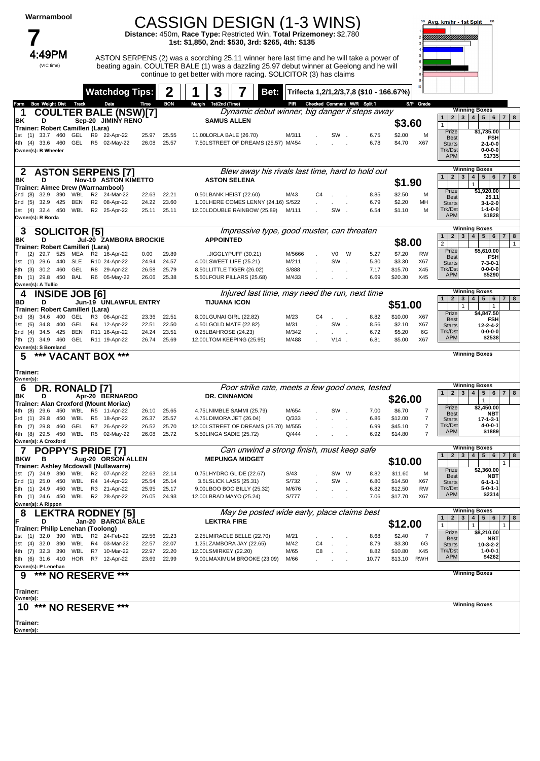Warrnambool

# 7

**4:49PM** (VIC time)

# CASSIGN DESIGN (1-3 WINS)

**Distance:** 450m, **Race Type:** Restricted Win, **Total Prizemoney:** $2,780
**1st: $1,850, 2nd: $530, 3rd: $265, 4th: $135**

ASTON SERPENS (2) was a scorching 25.11 winner here last time and he will take a power of beating again. COULTER BALE (1) was a dazzling 25.97 debut winner at Geelong and he will continue to get better with more racing. SOLICITOR (3) has claims

**Watchdog Tips:** 2 1 3 7 **Bet:** Trifecta 1,2/1,2/3,7,8 ($10 - 166.67%)

Avg. km/hr - 1st Split

---

## 1 COULTER BALE (NSW)[7]

*Dynamic debut winner, big danger if steps away*

BK D Sep-20 JIMINY RENO — SAMUS ALLEN — **$3.60**
Trainer: Robert Camilleri (Lara)
Owner(s): B Wheeler

| Form | Box | Weight | Dist | Track | Race | Date | Time | BON | Margin 1st/2nd (Time) | PIR | Checked | Comment | W/R | Split 1 | S/P | Grade |
|---|---|---|---|---|---|---|---|---|---|---|---|---|---|---|---|---|
| 1st | (1) | 33.7 | 460 | GEL | R9 | 22-Apr-22 | 25.97 | 25.55 | 11.00LORLA BALE (26.70) | M/311 | . | SW | . | 6.75 | $2.00 | M |
| 4th | (4) | 33.6 | 460 | GEL | R5 | 02-May-22 | 26.08 | 25.57 | 7.50LSTREET OF DREAMS (25.57) | M/454 | . | . | . | 6.78 | $4.70 | X67 |

Winning Boxes: 1 (box 1). Prize $1,735.00; Best FSH; Starts 2-1-0-0; Trk/Dst 0-0-0-0; APM $1735

## 2 ASTON SERPENS [7]

*Blew away his rivals last time, hard to hold out*

BK D Nov-19 ASTON KIMETTO — ASTON SELENA — **$1.90**
Trainer: Aimee Drew (Warrnambool)
Owner(s): R Borda

| Form | Box | Weight | Dist | Track | Race | Date | Time | BON | Margin 1st/2nd (Time) | PIR | Checked | Comment | W/R | Split 1 | S/P | Grade |
|---|---|---|---|---|---|---|---|---|---|---|---|---|---|---|---|---|
| 2nd | (8) | 32.9 | 390 | WBL | R2 | 24-Mar-22 | 22.63 | 22.21 | 0.50LBANK HEIST (22.60) | M/43 | C4 | . | . | 8.85 | $2.50 | M |
| 2nd | (5) | 32.9 | 425 | BEN | R2 | 08-Apr-22 | 24.22 | 23.60 | 1.00LHERE COMES LENNY (24.16) | S/522 | . | . | . | 6.79 | $2.20 | MH |
| 1st | (4) | 32.4 | 450 | WBL | R2 | 25-Apr-22 | 25.11 | 25.11 | 12.00LDOUBLE RAINBOW (25.89) | M/111 | . | SW | . | 6.54 | $1.10 | M |

Winning Boxes: 1 (box 4). Prize $1,920.00; Best 25.11; Starts 3-1-2-0; Trk/Dst 1-1-0-0; APM $1828

## 3 SOLICITOR [5]

*Impressive type, good muster, can threaten*

BK D Jul-20 ZAMBORA BROCKIE — APPOINTED — **$8.00**
Trainer: Robert Camilleri (Lara)
Owner(s): A Tullio

| Form | Box | Weight | Dist | Track | Race | Date | Time | BON | Margin 1st/2nd (Time) | PIR | Checked | Comment | W/R | Split 1 | S/P | Grade |
|---|---|---|---|---|---|---|---|---|---|---|---|---|---|---|---|---|
| T | (2) | 29.7 | 525 | MEA | R2 | 16-Apr-22 | 0.00 | 29.89 | .JIGGLYPUFF (30.21) | M/5666 | . | V0 | W | 5.27 | $7.20 | RW |
| 1st | (1) | 29.6 | 440 | SLE | R10 | 24-Apr-22 | 24.94 | 24.57 | 4.00LSWEET LIFE (25.21) | M/211 | . | SW | . | 5.30 | $3.30 | X67 |
| 8th | (3) | 30.2 | 460 | GEL | R8 | 29-Apr-22 | 26.58 | 25.79 | 8.50LLITTLE TIGER (26.02) | S/888 | . | . | . | 7.17 | $15.70 | X45 |
| 5th | (1) | 29.8 | 450 | BAL | R6 | 05-May-22 | 26.06 | 25.38 | 5.50LFOUR PILLARS (25.68) | M/433 | . | . | . | 6.69 | $20.30 | X45 |

Winning Boxes: 2 (box 1), 1 (box 8). Prize $5,610.00; Best FSH; Starts 7-3-0-1; Trk/Dst 0-0-0-0; APM $5290

## 4 INSIDE JOB [6]

*Injured last time, may need the run, next time*

BD D Jun-19 UNLAWFUL ENTRY — TIJUANA ICON — **$51.00**
Trainer: Robert Camilleri (Lara)
Owner(s): S Boreland

| Form | Box | Weight | Dist | Track | Race | Date | Time | BON | Margin 1st/2nd (Time) | PIR | Checked | Comment | W/R | Split 1 | S/P | Grade |
|---|---|---|---|---|---|---|---|---|---|---|---|---|---|---|---|---|
| 3rd | (8) | 34.6 | 400 | GEL | R3 | 06-Apr-22 | 23.36 | 22.51 | 8.00LGUNAI GIRL (22.82) | M/23 | C4 | . | . | 8.82 | $10.00 | X67 |
| 1st | (6) | 34.8 | 400 | GEL | R4 | 12-Apr-22 | 22.51 | 22.50 | 4.50LGOLD MATE (22.82) | M/31 | . | SW | . | 8.56 | $2.10 | X67 |
| 2nd | (4) | 34.5 | 425 | BEN | R11 | 16-Apr-22 | 24.24 | 23.51 | 0.25LBAHROSE (24.23) | M/342 | . | . | . | 6.72 | $5.20 | 6G |
| 7th | (2) | 34.9 | 460 | GEL | R11 | 19-Apr-22 | 26.74 | 25.69 | 12.00LTOM KEEPING (25.95) | M/488 | . | V14 | . | 6.81 | $5.00 | X67 |

Winning Boxes: 1 (box 3), 1 (box 6). Prize $4,847.50; Best FSH; Starts 12-2-4-2; Trk/Dst 0-0-0-0; APM $2538

## 5 *** VACANT BOX ***

Trainer:
Owner(s):

## 6 DR. RONALD [7]

*Poor strike rate, meets a few good ones, tested*

BK D Apr-20 BERNARDO — DR. CINNAMON — **$26.00**
Trainer: Alan Croxford (Mount Moriac)
Owner(s): A Croxford

| Form | Box | Weight | Dist | Track | Race | Date | Time | BON | Margin 1st/2nd (Time) | PIR | Checked | Comment | W/R | Split 1 | S/P | Grade |
|---|---|---|---|---|---|---|---|---|---|---|---|---|---|---|---|---|
| 4th | (8) | 29.6 | 450 | WBL | R5 | 11-Apr-22 | 26.10 | 25.65 | 4.75LNIMBLE SAMMI (25.79) | M/654 | . | SW | . | 7.00 | $6.70 | 7 |
| 3rd | (1) | 29.8 | 450 | WBL | R5 | 18-Apr-22 | 26.37 | 25.57 | 4.75LDIMORA JET (26.04) | Q/333 | . | . | . | 6.86 | $12.00 | 7 |
| 5th | (2) | 29.8 | 460 | GEL | R7 | 26-Apr-22 | 26.52 | 25.70 | 12.00LSTREET OF DREAMS (25.70) | M/555 | . | . | . | 6.99 | $45.10 | 7 |
| 4th | (8) | 29.5 | 450 | WBL | R5 | 02-May-22 | 26.08 | 25.72 | 5.50LINGA SADIE (25.72) | Q/444 | . | . | . | 6.92 | $14.80 | 7 |

Winning Boxes: 1 (box 5). Prize $2,450.00; Best NBT; Starts 17-1-3-1; Trk/Dst 4-0-0-1; APM $1889

## 7 POPPY'S PRIDE [7]

*Can unwind a strong finish, must keep safe*

BKW B Aug-20 ORSON ALLEN — MEPUNGA MIDGET — **$10.00**
Trainer: Ashley Mcdowall (Nullawarre)
Owner(s): A Rippon

| Form | Box | Weight | Dist | Track | Race | Date | Time | BON | Margin 1st/2nd (Time) | PIR | Checked | Comment | W/R | Split 1 | S/P | Grade |
|---|---|---|---|---|---|---|---|---|---|---|---|---|---|---|---|---|
| 1st | (7) | 24.9 | 390 | WBL | R2 | 07-Apr-22 | 22.63 | 22.14 | 0.75LHYDRO GLIDE (22.67) | S/43 | . | SW | W | 8.82 | $11.60 | M |
| 2nd | (1) | 25.0 | 450 | WBL | R4 | 14-Apr-22 | 25.54 | 25.14 | 3.5LSLICK LASS (25.31) | S/732 | . | SW | . | 6.80 | $14.50 | X67 |
| 5th | (1) | 24.9 | 450 | WBL | R3 | 21-Apr-22 | 25.95 | 25.17 | 9.00LBOO BOO BILLY (25.32) | M/676 | . | . | . | 6.82 | $12.50 | RW |
| 5th | (1) | 24.6 | 450 | WBL | R2 | 28-Apr-22 | 26.05 | 24.93 | 12.00LBRAD MAYO (25.24) | S/777 | . | . | . | 7.06 | $17.70 | X67 |

Winning Boxes: 1 (box 7). Prize $2,360.00; Best NBT; Starts 6-1-1-1; Trk/Dst 5-0-1-1; APM $2314

## 8 LEKTRA RODNEY [5]

*May be posted wide early, place claims best*

F D Jan-20 BARCIA BALE — LEKTRA FIRE — **$12.00**
Trainer: Philip Lenehan (Toolong)
Owner(s): P Lenehan

| Form | Box | Weight | Dist | Track | Race | Date | Time | BON | Margin 1st/2nd (Time) | PIR | Checked | Comment | W/R | Split 1 | S/P | Grade |
|---|---|---|---|---|---|---|---|---|---|---|---|---|---|---|---|---|
| 1st | (1) | 32.0 | 390 | WBL | R2 | 24-Feb-22 | 22.56 | 22.23 | 2.25LMIRACLE BELLE (22.70) | M/21 | . | . | . | 8.68 | $2.40 | 7 |
| 1st | (4) | 32.0 | 390 | WBL | R4 | 03-Mar-22 | 22.57 | 22.07 | 1.25LZAMBORA JAY (22.65) | M/42 | C4 | . | . | 8.79 | $3.30 | 6G |
| 4th | (7) | 32.3 | 390 | WBL | R7 | 10-Mar-22 | 22.97 | 22.20 | 12.00LSMIRKEY (22.20) | M/65 | C8 | . | . | 8.82 | $10.80 | X45 |
| 6th | (6) | 31.6 | 410 | HOR | R7 | 12-Apr-22 | 23.69 | 22.99 | 9.00LMAXIMUM BROOKE (23.09) | M/66 | . | . | . | 10.77 | $13.10 | RWH |

Winning Boxes: 1 (box 1), 1 (box 4), 1 (box 7). Prize $8,210.00; Best NBT; Starts 10-3-2-2; Trk/Dst 1-0-0-1; APM $4262

## 9 *** NO RESERVE ***

Trainer:
Owner(s):

## 10 *** NO RESERVE ***

Trainer:
Owner(s):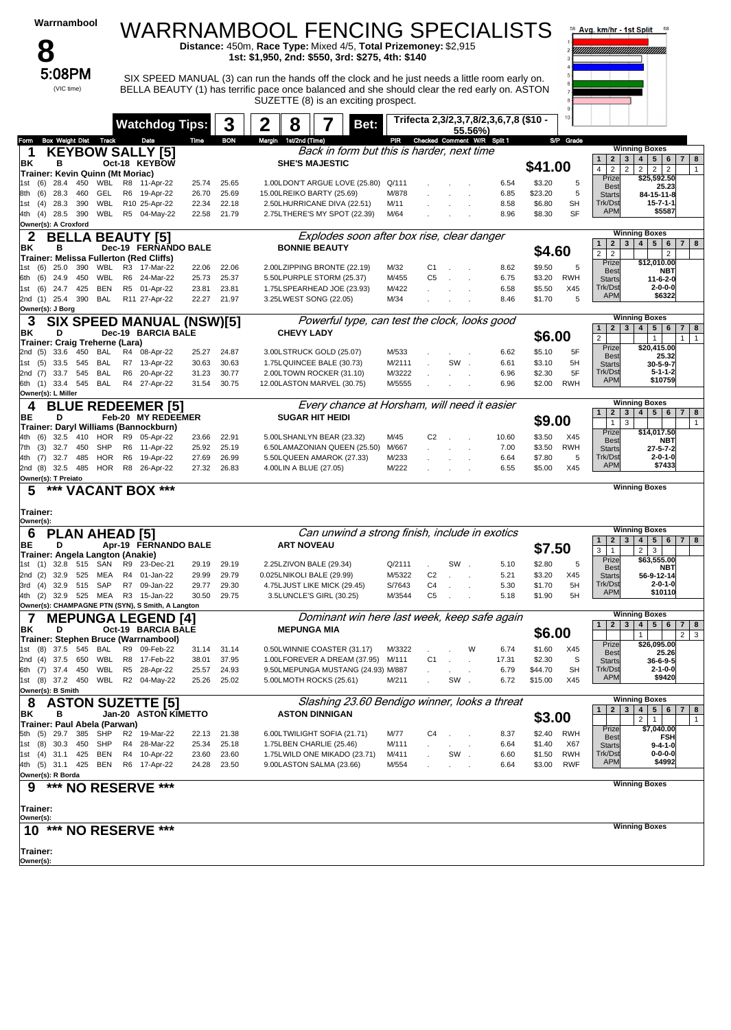Warrnambool

# 8

5:08PM (VIC time)

# WARRNAMBOOL FENCING SPECIALISTS

**Distance:** 450m, **Race Type:** Mixed 4/5, **Total Prizemoney:** $2,915
**1st: $1,950, 2nd: $550, 3rd: $275, 4th: $140**

SIX SPEED MANUAL (3) can run the hands off the clock and he just needs a little room early on. BELLA BEAUTY (1) has terrific pace once balanced and she should clear the red early on. ASTON SUZETTE (8) is an exciting prospect.

**Watchdog Tips:** 3 2 8 7 **Bet:** Trifecta 2,3/2,3,7,8/2,3,6,7,8 ($10 - 55.56%)

Avg. km/hr - 1st Split

---

## 1 KEYBOW SALLY [5]

BK B Oct-18 KEYBOW — SHE'S MAJESTIC
Trainer: Kevin Quinn (Mt Moriac)
Owner(s): A Croxford

*Back in form but this is harder, next time*

**$41.00**

| Form | Box | Weight | Dist | Track | Race | Date | Time | BON | Margin | 1st/2nd (Time) | PIR | Checked | Comment | W/R | Split 1 | S/P | Grade |
|---|---|---|---|---|---|---|---|---|---|---|---|---|---|---|---|---|---|
| 1st | (6) | 28.4 | 450 | WBL | R8 | 11-Apr-22 | 25.74 | 25.65 | 1.00L | DON'T ARGUE LOVE (25.80) | Q/111 | | | | 6.54 | $3.20 | 5 |
| 8th | (6) | 28.3 | 460 | GEL | R6 | 19-Apr-22 | 26.70 | 25.69 | 15.00L | REIKO BARTY (25.69) | M/878 | | | | 6.85 | $23.20 | 5 |
| 1st | (4) | 28.3 | 390 | WBL | R10 | 25-Apr-22 | 22.34 | 22.18 | 2.50L | HURRICANE DIVA (22.51) | M/11 | | | | 8.58 | $6.80 | SH |
| 4th | (4) | 28.5 | 390 | WBL | R5 | 04-May-22 | 22.58 | 21.79 | 2.75L | THERE'S MY SPOT (22.39) | M/64 | | | | 8.96 | $8.30 | SF |

Winning Boxes: 1: 4, 2: 2, 3: 2, 4: 2, 5: 2, 6: 2, 7: –, 8: 1
Prize $25,592.50 | Best 25.23 | Starts 84-15-11-8 | Trk/Dst 15-7-1-1 | APM $5587

---

## 2 BELLA BEAUTY [5]

BK B Dec-19 FERNANDO BALE — BONNIE BEAUTY
Trainer: Melissa Fullerton (Red Cliffs)
Owner(s): J Borg

*Explodes soon after box rise, clear danger*

**$4.60**

| Form | Box | Weight | Dist | Track | Race | Date | Time | BON | Margin | 1st/2nd (Time) | PIR | Checked | Comment | W/R | Split 1 | S/P | Grade |
|---|---|---|---|---|---|---|---|---|---|---|---|---|---|---|---|---|---|
| 1st | (6) | 25.0 | 390 | WBL | R3 | 17-Mar-22 | 22.06 | 22.06 | 2.00L | ZIPPING BRONTE (22.19) | M/32 | C1 | | | 8.62 | $9.50 | 5 |
| 6th | (6) | 24.9 | 450 | WBL | R6 | 24-Mar-22 | 25.73 | 25.37 | 5.50L | PURPLE STORM (25.37) | M/455 | C5 | | | 6.75 | $3.20 | RWH |
| 1st | (6) | 24.7 | 425 | BEN | R5 | 01-Apr-22 | 23.81 | 23.81 | 1.75L | SPEARHEAD JOE (23.93) | M/422 | | | | 6.58 | $5.50 | X45 |
| 2nd | (1) | 25.4 | 390 | BAL | R11 | 27-Apr-22 | 22.27 | 21.97 | 3.25L | WEST SONG (22.05) | M/34 | | | | 8.46 | $1.70 | 5 |

Winning Boxes: 1: 2, 2: 2, 6: 2
Prize $12,010.00 | Best NBT | Starts 11-6-2-0 | Trk/Dst 2-0-0-0 | APM $6322

---

## 3 SIX SPEED MANUAL (NSW)[5]

BK D Dec-19 BARCIA BALE — CHEVY LADY
Trainer: Craig Treherne (Lara)
Owner(s): L Miller

*Powerful type, can test the clock, looks good*

**$6.00**

| Form | Box | Weight | Dist | Track | Race | Date | Time | BON | Margin | 1st/2nd (Time) | PIR | Checked | Comment | W/R | Split 1 | S/P | Grade |
|---|---|---|---|---|---|---|---|---|---|---|---|---|---|---|---|---|---|
| 2nd | (5) | 33.6 | 450 | BAL | R4 | 08-Apr-22 | 25.27 | 24.87 | 3.00L | STRUCK GOLD (25.07) | M/533 | | | | 6.62 | $5.10 | 5F |
| 1st | (5) | 33.5 | 545 | BAL | R7 | 13-Apr-22 | 30.63 | 30.63 | 1.75L | QUINCEE BALE (30.73) | M/2111 | | SW | | 6.61 | $3.10 | 5H |
| 2nd | (7) | 33.7 | 545 | BAL | R6 | 20-Apr-22 | 31.23 | 30.77 | 2.00L | TOWN ROCKER (31.10) | M/3222 | | | | 6.96 | $2.30 | 5F |
| 6th | (1) | 33.4 | 545 | BAL | R4 | 27-Apr-22 | 31.54 | 30.75 | 12.00L | ASTON MARVEL (30.75) | M/5555 | | | | 6.96 | $2.00 | RWH |

Winning Boxes: 1: 2, 4: 1, 7: 1, 8: 1
Prize $20,415.00 | Best 25.32 | Starts 30-5-9-7 | Trk/Dst 5-1-1-2 | APM $10759

---

## 4 BLUE REDEEMER [5]

BE D Feb-20 MY REDEEMER — SUGAR HIT HEIDI
Trainer: Daryl Williams (Bannockburn)
Owner(s): T Preiato

*Every chance at Horsham, will need it easier*

**$9.00**

| Form | Box | Weight | Dist | Track | Race | Date | Time | BON | Margin | 1st/2nd (Time) | PIR | Checked | Comment | W/R | Split 1 | S/P | Grade |
|---|---|---|---|---|---|---|---|---|---|---|---|---|---|---|---|---|---|
| 4th | (6) | 32.5 | 410 | HOR | R9 | 05-Apr-22 | 23.66 | 22.91 | 5.00L | SHANLYN BEAR (23.32) | M/45 | C2 | | | 10.60 | $3.50 | X45 |
| 7th | (3) | 32.7 | 450 | SHP | R6 | 11-Apr-22 | 25.92 | 25.19 | 6.50L | AMAZONIAN QUEEN (25.50) | M/667 | | | | 7.00 | $3.50 | RWH |
| 4th | (7) | 32.7 | 485 | HOR | R6 | 19-Apr-22 | 27.69 | 26.99 | 5.50L | QUEEN AMAROK (27.33) | M/233 | | | | 6.64 | $7.80 | 5 |
| 2nd | (8) | 32.5 | 485 | HOR | R8 | 26-Apr-22 | 27.32 | 26.83 | 4.00L | IN A BLUE (27.05) | M/222 | | | | 6.55 | $5.00 | X45 |

Winning Boxes: 2: 1, 3: 3, 8: 1
Prize $14,017.50 | Best NBT | Starts 27-5-7-2 | Trk/Dst 2-0-1-0 | APM $7433

---

## 5 *** VACANT BOX ***

Trainer:
Owner(s):

Winning Boxes

---

## 6 PLAN AHEAD [5]

BE D Apr-19 FERNANDO BALE — ART NOUVEAU
Trainer: Angela Langton (Anakie)
Owner(s): CHAMPAGNE PTN (SYN), S Smith, A Langton

*Can unwind a strong finish, include in exotics*

**$7.50**

| Form | Box | Weight | Dist | Track | Race | Date | Time | BON | Margin | 1st/2nd (Time) | PIR | Checked | Comment | W/R | Split 1 | S/P | Grade |
|---|---|---|---|---|---|---|---|---|---|---|---|---|---|---|---|---|---|
| 1st | (1) | 32.8 | 515 | SAN | R9 | 23-Dec-21 | 29.19 | 29.19 | 2.25L | ZIVON BALE (29.34) | Q/2111 | | SW | | 5.10 | $2.80 | 5 |
| 2nd | (2) | 32.9 | 525 | MEA | R4 | 01-Jan-22 | 29.99 | 29.79 | 0.025L | NIKOLI BALE (29.99) | M/5322 | C2 | | | 5.21 | $3.20 | X45 |
| 3rd | (4) | 32.9 | 515 | SAP | R7 | 09-Jan-22 | 29.77 | 29.30 | 4.75L | JUST LIKE MICK (29.45) | S/7643 | C4 | | | 5.30 | $1.70 | 5H |
| 4th | (2) | 32.9 | 525 | MEA | R3 | 15-Jan-22 | 30.50 | 29.75 | 3.5L | UNCLE'S GIRL (30.25) | M/3544 | C5 | | | 5.18 | $1.90 | 5H |

Winning Boxes: 1: 3, 2: 1, 4: 2, 5: 3
Prize $63,555.00 | Best NBT | Starts 56-9-12-14 | Trk/Dst 2-0-1-0 | APM $10110

---

## 7 MEPUNGA LEGEND [4]

BK D Oct-19 BARCIA BALE — MEPUNGA MIA
Trainer: Stephen Bruce (Warrnambool)
Owner(s): B Smith

*Dominant win here last week, keep safe again*

**$6.00**

| Form | Box | Weight | Dist | Track | Race | Date | Time | BON | Margin | 1st/2nd (Time) | PIR | Checked | Comment | W/R | Split 1 | S/P | Grade |
|---|---|---|---|---|---|---|---|---|---|---|---|---|---|---|---|---|---|
| 1st | (8) | 37.5 | 545 | BAL | R9 | 09-Feb-22 | 31.14 | 31.14 | 0.50L | WINNIE COASTER (31.17) | M/3322 | | | W | 6.74 | $1.60 | X45 |
| 2nd | (4) | 37.5 | 650 | WBL | R8 | 17-Feb-22 | 38.01 | 37.95 | 1.00L | FOREVER A DREAM (37.95) | M/111 | C1 | | | 17.31 | $2.30 | S |
| 6th | (7) | 37.4 | 450 | WBL | R5 | 28-Apr-22 | 25.57 | 24.93 | 9.50L | MEPUNGA MUSTANG (24.93) | M/887 | | | | 6.79 | $44.70 | SH |
| 1st | (8) | 37.2 | 450 | WBL | R2 | 04-May-22 | 25.26 | 25.02 | 5.00L | MOTH ROCKS (25.61) | M/211 | | SW | | 6.72 | $15.00 | X45 |

Winning Boxes: 4: 1, 7: 2, 8: 3
Prize $26,095.00 | Best 25.26 | Starts 36-6-9-5 | Trk/Dst 2-1-0-0 | APM $9420

---

## 8 ASTON SUZETTE [5]

BK B Jan-20 ASTON KIMETTO — ASTON DINNIGAN
Trainer: Paul Abela (Parwan)
Owner(s): R Borda

*Slashing 23.60 Bendigo winner, looks a threat*

**$3.00**

| Form | Box | Weight | Dist | Track | Race | Date | Time | BON | Margin | 1st/2nd (Time) | PIR | Checked | Comment | W/R | Split 1 | S/P | Grade |
|---|---|---|---|---|---|---|---|---|---|---|---|---|---|---|---|---|---|
| 5th | (5) | 29.7 | 385 | SHP | R2 | 19-Mar-22 | 22.13 | 21.38 | 6.00L | TWILIGHT SOFIA (21.71) | M/77 | C4 | | | 8.37 | $2.40 | RWH |
| 1st | (8) | 30.3 | 450 | SHP | R4 | 28-Mar-22 | 25.34 | 25.18 | 1.75L | BEN CHARLIE (25.46) | M/111 | | | | 6.64 | $1.40 | X67 |
| 1st | (4) | 31.1 | 425 | BEN | R4 | 10-Apr-22 | 23.60 | 23.60 | 1.75L | WILD ONE MIKADO (23.71) | M/411 | | SW | | 6.60 | $1.50 | RWH |
| 4th | (5) | 31.1 | 425 | BEN | R6 | 17-Apr-22 | 24.28 | 23.50 | 9.00L | ASTON SALMA (23.66) | M/554 | | | | 6.64 | $3.00 | RWF |

Winning Boxes: 4: 2, 5: 1, 8: 1
Prize $7,040.00 | Best FSH | Starts 9-4-1-0 | Trk/Dst 0-0-0-0 | APM $4992

---

## 9 *** NO RESERVE ***

Trainer:
Owner(s):

Winning Boxes

---

## 10 *** NO RESERVE ***

Trainer:
Owner(s):

Winning Boxes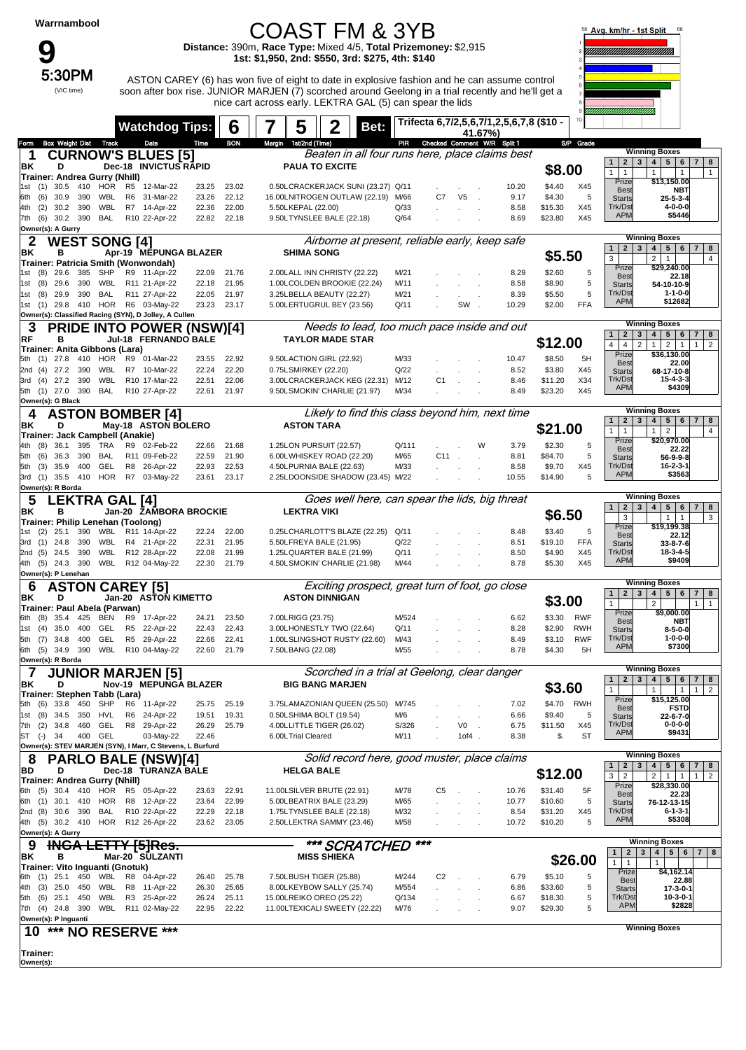Warrnambool

# 9

**5:30PM** (VIC time)

# COAST FM & 3YB

**Distance:** 390m, **Race Type:** Mixed 4/5, **Total Prizemoney:** $2,915
**1st:** $1,950, **2nd:** $550, **3rd:** $275, **4th:** $140

ASTON CAREY (6) has won five of eight to date in explosive fashion and he can assume control soon after box rise. JUNIOR MARJEN (7) scorched around Geelong in a trial recently and he'll get a nice cart across early. LEKTRA GAL (5) can spear the lids

**Watchdog Tips:** 6 7 5 2 **Bet:** Trifecta 6,7/2,5,6,7/1,2,5,6,7,8 ($10 - 41.67%)

---

## 1 CURNOW'S BLUES [5]

*Beaten in all four runs here, place claims best*

BK D Dec-18 INVICTUS RAPID — PAUA TO EXCITE — **$8.00**
Trainer: Andrea Gurry (Nhill)

| Form | Box | Weight | Dist | Track | Race | Date | Time | BON | Margin | 1st/2nd (Time) | PIR | Checked | Comment | W/R | Split 1 | S/P | Grade |
|---|---|---|---|---|---|---|---|---|---|---|---|---|---|---|---|---|---|
| 1st | (1) | 30.5 | 410 | HOR | R5 | 12-Mar-22 | 23.25 | 23.02 | 0.50L | CRACKERJACK SUNI (23.27) | Q/11 | | | | 10.20 | $4.40 | X45 |
| 6th | (6) | 30.9 | 390 | WBL | R6 | 31-Mar-22 | 23.26 | 22.12 | 16.00L | NITROGEN OUTLAW (22.19) | M/66 | C7 | V5 | | 9.17 | $4.30 | 5 |
| 4th | (2) | 30.2 | 390 | WBL | R7 | 14-Apr-22 | 22.36 | 22.00 | 5.50L | KEPAL (22.00) | Q/33 | | | | 8.58 | $15.30 | X45 |
| 7th | (6) | 30.2 | 390 | BAL | R10 | 22-Apr-22 | 22.82 | 22.18 | 9.50L | TYNSLEE BALE (22.18) | Q/64 | | | | 8.69 | $23.80 | X45 |

Owner(s): A Gurry

Winning Boxes: 1: 1, 2: 1, 5: 1, 6: 1, 8: 1 | Prize $13,150.00 | Best NBT | Starts 25-5-3-4 | Trk/Dst 4-0-0-0 | APM $5446

## 2 WEST SONG [4]

*Airborne at present, reliable early, keep safe*

BK B Apr-19 MEPUNGA BLAZER — SHIMA SONG — **$5.50**
Trainer: Patricia Smith (Wonwondah)

| Form | Box | Weight | Dist | Track | Race | Date | Time | BON | Margin | 1st/2nd (Time) | PIR | Checked | Comment | W/R | Split 1 | S/P | Grade |
|---|---|---|---|---|---|---|---|---|---|---|---|---|---|---|---|---|---|
| 1st | (8) | 29.6 | 385 | SHP | R9 | 11-Apr-22 | 22.09 | 21.76 | 2.00L | ALL INN CHRISTY (22.22) | M/21 | | | | 8.29 | $2.60 | 5 |
| 1st | (8) | 29.6 | 390 | WBL | R11 | 21-Apr-22 | 22.18 | 21.95 | 1.00L | COLDEN BROOKIE (22.24) | M/11 | | | | 8.58 | $8.90 | 5 |
| 1st | (8) | 29.9 | 390 | BAL | R11 | 27-Apr-22 | 22.05 | 21.97 | 3.25L | BELLA BEAUTY (22.27) | M/21 | | | | 8.39 | $5.50 | 5 |
| 1st | (1) | 29.8 | 410 | HOR | R6 | 03-May-22 | 23.23 | 23.17 | 5.00L | ERTUGRUL BEY (23.56) | Q/11 | | SW | | 10.29 | $2.00 | FFA |

Owner(s): Classified Racing (SYN), D Jolley, A Cullen

Winning Boxes: 1: 3, 4: 2, 5: 1, 8: 4 | Prize $29,240.00 | Best 22.18 | Starts 54-10-10-9 | Trk/Dst 1-1-0-0 | APM $12682

## 3 PRIDE INTO POWER (NSW)[4]

*Needs to lead, too much pace inside and out*

RF B Jul-18 FERNANDO BALE — TAYLOR MADE STAR — **$12.00**
Trainer: Anita Gibbons (Lara)

| Form | Box | Weight | Dist | Track | Race | Date | Time | BON | Margin | 1st/2nd (Time) | PIR | Checked | Comment | W/R | Split 1 | S/P | Grade |
|---|---|---|---|---|---|---|---|---|---|---|---|---|---|---|---|---|---|
| 5th | (1) | 27.8 | 410 | HOR | R9 | 01-Mar-22 | 23.55 | 22.92 | 9.50L | ACTION GIRL (22.92) | M/33 | | | | 10.47 | $8.50 | 5H |
| 2nd | (4) | 27.2 | 390 | WBL | R7 | 10-Mar-22 | 22.24 | 22.20 | 0.75L | SMIRKEY (22.20) | Q/22 | | | | 8.52 | $3.80 | X45 |
| 3rd | (4) | 27.2 | 390 | WBL | R10 | 17-Mar-22 | 22.51 | 22.06 | 3.00L | CRACKERJACK KEG (22.31) | M/12 | C1 | | | 8.46 | $11.20 | X34 |
| 5th | (1) | 27.0 | 390 | BAL | R10 | 27-Apr-22 | 22.61 | 21.97 | 9.50L | SMOKIN' CHARLIE (21.97) | M/34 | | | | 8.49 | $23.20 | X45 |

Owner(s): G Black

Winning Boxes: 1: 4, 2: 4, 3: 2, 4: 1, 5: 2, 6: 1, 7: 1, 8: 2 | Prize $36,130.00 | Best 22.00 | Starts 68-17-10-8 | Trk/Dst 15-4-3-3 | APM $4309

## 4 ASTON BOMBER [4]

*Likely to find this class beyond him, next time*

BK D May-18 ASTON BOLERO — ASTON TARA — **$21.00**
Trainer: Jack Campbell (Anakie)

| Form | Box | Weight | Dist | Track | Race | Date | Time | BON | Margin | 1st/2nd (Time) | PIR | Checked | Comment | W/R | Split 1 | S/P | Grade |
|---|---|---|---|---|---|---|---|---|---|---|---|---|---|---|---|---|---|
| 4th | (8) | 36.1 | 395 | TRA | R9 | 02-Feb-22 | 22.66 | 21.68 | 1.25L | ON PURSUIT (22.57) | Q/111 | | | W | 3.79 | $2.30 | 5 |
| 5th | (6) | 36.3 | 390 | BAL | R11 | 09-Feb-22 | 22.59 | 21.90 | 6.00L | WHISKEY ROAD (22.20) | M/65 | C11 | | | 8.81 | $84.70 | 5 |
| 5th | (3) | 35.9 | 400 | GEL | R8 | 26-Apr-22 | 22.93 | 22.53 | 4.50L | PURNIA BALE (22.63) | M/33 | | | | 8.58 | $9.70 | X45 |
| 3rd | (1) | 35.5 | 410 | HOR | R7 | 03-May-22 | 23.61 | 23.17 | 2.25L | DOONSIDE SHADOW (23.45) | M/22 | | | | 10.55 | $14.90 | 5 |

Owner(s): R Borda

Winning Boxes: 1: 1, 2: 1, 5: 1, 6: 2, 8: 4 | Prize $20,970.00 | Best 22.22 | Starts 56-9-9-8 | Trk/Dst 16-2-3-1 | APM $3563

## 5 LEKTRA GAL [4]

*Goes well here, can spear the lids, big threat*

BK B Jan-20 ZAMBORA BROCKIE — LEKTRA VIKI — **$6.50**
Trainer: Philip Lenehan (Toolong)

| Form | Box | Weight | Dist | Track | Race | Date | Time | BON | Margin | 1st/2nd (Time) | PIR | Checked | Comment | W/R | Split 1 | S/P | Grade |
|---|---|---|---|---|---|---|---|---|---|---|---|---|---|---|---|---|---|
| 1st | (2) | 25.1 | 390 | WBL | R11 | 14-Apr-22 | 22.24 | 22.00 | 0.25L | CHARLOTT'S BLAZE (22.25) | Q/11 | | | | 8.48 | $3.40 | 5 |
| 3rd | (1) | 24.8 | 390 | WBL | R4 | 21-Apr-22 | 22.31 | 21.95 | 5.50L | FREYA BALE (21.95) | Q/22 | | | | 8.51 | $19.10 | FFA |
| 2nd | (5) | 24.5 | 390 | WBL | R12 | 28-Apr-22 | 22.08 | 21.99 | 1.25L | QUARTER BALE (21.99) | Q/11 | | | | 8.50 | $4.90 | X45 |
| 4th | (5) | 24.3 | 390 | WBL | R12 | 04-May-22 | 22.30 | 21.79 | 4.50L | SMOKIN' CHARLIE (21.98) | M/44 | | | | 8.78 | $5.30 | X45 |

Owner(s): P Lenehan

Winning Boxes: 2: 3, 6: 1, 7: 1, 8: 3 | Prize $19,199.38 | Best 22.12 | Starts 33-8-7-6 | Trk/Dst 18-3-4-5 | APM $9409

## 6 ASTON CAREY [5]

*Exciting prospect, great turn of foot, go close*

BK D Jan-20 ASTON KIMETTO — ASTON DINNIGAN — **$3.00**
Trainer: Paul Abela (Parwan)

| Form | Box | Weight | Dist | Track | Race | Date | Time | BON | Margin | 1st/2nd (Time) | PIR | Checked | Comment | W/R | Split 1 | S/P | Grade |
|---|---|---|---|---|---|---|---|---|---|---|---|---|---|---|---|---|---|
| 6th | (8) | 35.4 | 425 | BEN | R9 | 17-Apr-22 | 24.21 | 23.50 | 7.00L | RIGG (23.75) | M/524 | | | | 6.62 | $3.30 | RWF |
| 1st | (4) | 35.0 | 400 | GEL | R5 | 22-Apr-22 | 22.43 | 22.43 | 3.00L | HONESTLY TWO (22.64) | Q/11 | | | | 8.28 | $2.90 | RWH |
| 5th | (7) | 34.8 | 400 | GEL | R5 | 29-Apr-22 | 22.66 | 22.41 | 1.00L | SLINGSHOT RUSTY (22.60) | M/43 | | | | 8.49 | $3.10 | RWF |
| 6th | (5) | 34.9 | 390 | WBL | R10 | 04-May-22 | 22.60 | 21.79 | 7.50L | BANG (22.08) | M/55 | | | | 8.78 | $4.30 | 5H |

Owner(s): R Borda

Winning Boxes: 1: 1, 4: 2, 7: 1, 8: 1 | Prize $9,000.00 | Best NBT | Starts 8-5-0-0 | Trk/Dst 1-0-0-0 | APM $7300

## 7 JUNIOR MARJEN [5]

*Scorched in a trial at Geelong, clear danger*

BK D Nov-19 MEPUNGA BLAZER — BIG BANG MARJEN — **$3.60**
Trainer: Stephen Tabb (Lara)

| Form | Box | Weight | Dist | Track | Race | Date | Time | BON | Margin | 1st/2nd (Time) | PIR | Checked | Comment | W/R | Split 1 | S/P | Grade |
|---|---|---|---|---|---|---|---|---|---|---|---|---|---|---|---|---|---|
| 5th | (6) | 33.8 | 450 | SHP | R6 | 11-Apr-22 | 25.75 | 25.19 | 3.75L | AMAZONIAN QUEEN (25.50) | M/745 | | | | 7.02 | $4.70 | RWH |
| 1st | (8) | 34.5 | 350 | HVL | R6 | 24-Apr-22 | 19.51 | 19.31 | 0.50L | SHIMA BOLT (19.54) | M/6 | | | | 6.66 | $9.40 | 5 |
| 7th | (2) | 34.8 | 460 | GEL | R8 | 29-Apr-22 | 26.29 | 25.79 | 4.00L | LITTLE TIGER (26.02) | S/326 | | V0 | | 6.75 | $11.50 | X45 |
| ST | (-) | 34 | 400 | GEL | | 03-May-22 | 22.46 | | 6.00L | Trial Cleared | M/11 | | 1of4 | | 8.38 | $. | ST |

Owner(s): STEV MARJEN (SYN), I Marr, C Stevens, L Burfurd

Winning Boxes: 1: 1, 4: 1, 6: 1, 7: 1, 8: 2 | Prize $15,125.00 | Best FSTD | Starts 22-6-7-0 | Trk/Dst 0-0-0-0 | APM $9431

## 8 PARLO BALE (NSW)[4]

*Solid record here, good muster, place claims*

BD D Dec-18 TURANZA BALE — HELGA BALE — **$12.00**
Trainer: Andrea Gurry (Nhill)

| Form | Box | Weight | Dist | Track | Race | Date | Time | BON | Margin | 1st/2nd (Time) | PIR | Checked | Comment | W/R | Split 1 | S/P | Grade |
|---|---|---|---|---|---|---|---|---|---|---|---|---|---|---|---|---|---|
| 6th | (5) | 30.4 | 410 | HOR | R5 | 05-Apr-22 | 23.63 | 22.91 | 11.00L | SILVER BRUTE (22.91) | M/78 | C5 | | | 10.76 | $31.40 | 5F |
| 6th | (1) | 30.1 | 410 | HOR | R8 | 12-Apr-22 | 23.64 | 22.99 | 5.00L | BEATRIX BALE (23.29) | M/65 | | | | 10.77 | $10.60 | 5 |
| 2nd | (8) | 30.6 | 390 | BAL | R10 | 22-Apr-22 | 22.29 | 22.18 | 1.75L | TYNSLEE BALE (22.18) | M/32 | | | | 8.54 | $31.20 | X45 |
| 4th | (5) | 30.2 | 410 | HOR | R12 | 26-Apr-22 | 23.62 | 23.05 | 2.50L | LEKTRA SAMMY (23.46) | M/58 | | | | 10.72 | $10.20 | 5 |

Owner(s): A Gurry

Winning Boxes: 1: 3, 2: 2, 5: 2, 6: 1, 7: 1, 8: 2 | Prize $28,330.00 | Best 22.23 | Starts 76-12-13-15 | Trk/Dst 6-1-3-1 | APM $5308

## 9 ~~INGA LETTY [5]Res.~~

*\*\*\* SCRATCHED \*\*\**

BK B Mar-20 SULZANTI — MISS SHIEKA — **$26.00**
Trainer: Vito Inguanti (Gnotuk)

| Form | Box | Weight | Dist | Track | Race | Date | Time | BON | Margin | 1st/2nd (Time) | PIR | Checked | Comment | W/R | Split 1 | S/P | Grade |
|---|---|---|---|---|---|---|---|---|---|---|---|---|---|---|---|---|---|
| 6th | (1) | 25.1 | 450 | WBL | R8 | 04-Apr-22 | 26.40 | 25.78 | 7.50L | BUSH TIGER (25.88) | M/244 | C2 | | | 6.79 | $5.10 | 5 |
| 4th | (3) | 25.0 | 450 | WBL | R8 | 11-Apr-22 | 26.30 | 25.65 | 8.00L | KEYBOW SALLY (25.74) | M/554 | | | | 6.86 | $33.60 | 5 |
| 5th | (6) | 25.1 | 450 | WBL | R3 | 25-Apr-22 | 26.24 | 25.11 | 15.00L | REIKO OREO (25.22) | Q/134 | | | | 6.67 | $18.30 | 5 |
| 7th | (4) | 24.8 | 390 | WBL | R11 | 02-May-22 | 22.95 | 22.22 | 11.00L | TEXICALI SWEETY (22.22) | M/76 | | | | 9.07 | $29.30 | 5 |

Owner(s): P Inguanti

Winning Boxes: 1: 1, 3: 1 | Prize $4,162.14 | Best 22.88 | Starts 17-3-0-1 | Trk/Dst 10-3-0-1 | APM $2828

## 10 \*\*\* NO RESERVE \*\*\*

Trainer:
Owner(s):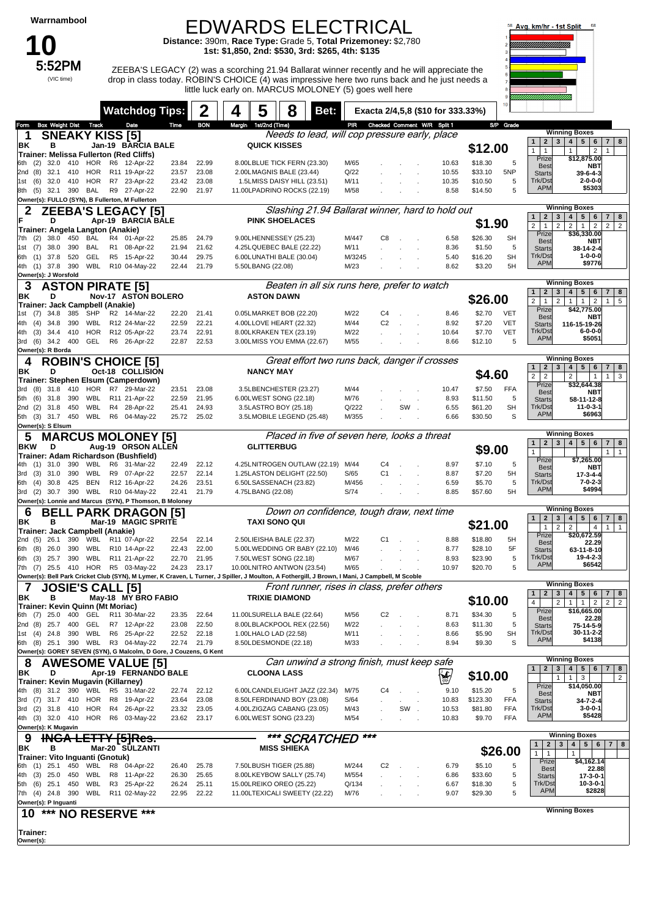Warrnambool

# 10

**5:52PM** (VIC time)

# EDWARDS ELECTRICAL

**Distance:** 390m, **Race Type:** Grade 5, **Total Prizemoney:** $2,780
**1st:** $1,850, **2nd:** $530, **3rd:** $265, **4th:** $135

ZEEBA'S LEGACY (2) was a scorching 21.94 Ballarat winner recently and he will appreciate the drop in class today. ROBIN'S CHOICE (4) was impressive here two runs back and he just needs a little luck early on. MARCUS MOLONEY (5) goes well here

Avg. km/hr - 1st Split 58 68

**Watchdog Tips:** 2 4 5 8 **Bet:** Exacta 2/4,5,8 ($10 for 333.33%)

| Form | Box | Weight | Dist | Track | Date | Time | BON | Margin | 1st/2nd (Time) | PIR | Checked | Comment | W/R | Split 1 | S/P | Grade |
|---|---|---|---|---|---|---|---|---|---|---|---|---|---|---|---|---|

## 1 SNEAKY KISS [5]
*Needs to lead, will cop pressure early, place*

BK B Jan-19 BARCIA BALE — QUICK KISSES — **$12.00**
Trainer: Melissa Fullerton (Red Cliffs)

| 6th | (2) | 32.0 | 410 | HOR | R6 12-Apr-22 | 23.84 | 22.99 | 8.00L | BLUE TICK FERN (23.30) | M/65 | | | | 10.63 | $18.30 | 5 |
|---|---|---|---|---|---|---|---|---|---|---|---|---|---|---|---|---|
| 2nd | (8) | 32.1 | 410 | HOR | R11 19-Apr-22 | 23.57 | 23.08 | 2.00L | MAGNIS BALE (23.44) | Q/22 | | | | 10.55 | $33.10 | 5NP |
| 1st | (6) | 32.0 | 410 | HOR | R7 23-Apr-22 | 23.42 | 23.08 | 1.5L | MISS DAISY HILL (23.51) | M/11 | | | | 10.35 | $10.50 | 5 |
| 8th | (5) | 32.1 | 390 | BAL | R9 27-Apr-22 | 22.90 | 21.97 | 11.00L | PADRINO ROCKS (22.19) | M/58 | | | | 8.58 | $14.50 | 5 |

Owner(s): FULLO (SYN), B Fullerton, M Fullerton

Winning Boxes: 1: 1, 2: 1, 4: 1, 6: 2, 7: 1 | Prize $12,875.00 | Best NBT | Starts 39-6-4-3 | Trk/Dst 2-0-0-0 | APM $5303

## 2 ZEEBA'S LEGACY [5]
*Slashing 21.94 Ballarat winner, hard to hold out*

F D Apr-19 BARCIA BALE — PINK SHOELACES — **$1.90**
Trainer: Angela Langton (Anakie)

| 7th | (2) | 38.0 | 450 | BAL | R4 01-Apr-22 | 25.85 | 24.79 | 9.00L | HENNESSEY (25.23) | M/447 | C8 | | | 6.58 | $26.30 | SH |
|---|---|---|---|---|---|---|---|---|---|---|---|---|---|---|---|---|
| 1st | (7) | 38.0 | 390 | BAL | R1 08-Apr-22 | 21.94 | 21.62 | 4.25L | QUEBEC BALE (22.22) | M/11 | | | | 8.36 | $1.50 | 5 |
| 6th | (1) | 37.8 | 520 | GEL | R5 15-Apr-22 | 30.44 | 29.75 | 6.00L | UNATHI BALE (30.04) | M/3245 | | | | 5.40 | $16.20 | SH |
| 4th | (1) | 37.8 | 390 | WBL | R10 04-May-22 | 22.44 | 21.79 | 5.50L | BANG (22.08) | M/23 | | | | 8.62 | $3.20 | 5H |

Owner(s): J Worsfold

Winning Boxes: 1: 2, 2: 1, 3: 2, 4: 1, 5: 2, 6: 2, 7: 2, 8: 2 | Prize $36,330.00 | Best NBT | Starts 38-14-2-4 | Trk/Dst 1-0-0-0 | APM $9776

## 3 ASTON PIRATE [5]
*Beaten in all six runs here, prefer to watch*

BK D Nov-17 ASTON BOLERO — ASTON DAWN — **$26.00**
Trainer: Jack Campbell (Anakie)

| 1st | (7) | 34.8 | 385 | SHP | R2 14-Mar-22 | 22.20 | 21.41 | 0.05L | MARKET BOB (22.20) | M/22 | C4 | | | 8.46 | $2.70 | VET |
|---|---|---|---|---|---|---|---|---|---|---|---|---|---|---|---|---|
| 4th | (4) | 34.8 | 390 | WBL | R12 24-Mar-22 | 22.59 | 22.21 | 4.00L | LOVE HEART (22.32) | M/44 | C2 | | | 8.92 | $7.20 | VET |
| 4th | (3) | 34.4 | 410 | HOR | R12 05-Apr-22 | 23.74 | 22.91 | 8.00L | KRAKEN TEX (23.19) | M/22 | | | | 10.64 | $7.70 | VET |
| 3rd | (6) | 34.2 | 400 | GEL | R6 26-Apr-22 | 22.87 | 22.53 | 3.00L | MISS YOU EMMA (22.67) | M/55 | | | | 8.66 | $12.10 | 5 |

Owner(s): R Borda

Winning Boxes: 1: 2, 2: 1, 3: 2, 4: 1, 5: 1, 6: 2, 7: 1, 8: 5 | Prize $42,775.00 | Best NBT | Starts 116-15-19-26 | Trk/Dst 6-0-0-0 | APM $5051

## 4 ROBIN'S CHOICE [5]
*Great effort two runs back, danger if crosses*

BK D Oct-18 COLLISION — NANCY MAY — **$4.60**
Trainer: Stephen Elsum (Camperdown)

| 3rd | (8) | 31.8 | 410 | HOR | R7 29-Mar-22 | 23.51 | 23.08 | 3.5L | BENCHESTER (23.27) | M/44 | | | | 10.47 | $7.50 | FFA |
|---|---|---|---|---|---|---|---|---|---|---|---|---|---|---|---|---|
| 5th | (6) | 31.8 | 390 | WBL | R11 21-Apr-22 | 22.59 | 21.95 | 6.00L | WEST SONG (22.18) | M/76 | | | | 8.93 | $11.50 | 5 |
| 2nd | (2) | 31.8 | 450 | WBL | R4 28-Apr-22 | 25.41 | 24.93 | 3.5L | ASTRO BOY (25.18) | Q/222 | | SW | | 6.55 | $61.20 | SH |
| 5th | (3) | 31.7 | 450 | WBL | R6 04-May-22 | 25.72 | 25.02 | 3.5L | MOBILE LEGEND (25.48) | M/355 | | | | 6.66 | $30.50 | S |

Owner(s): S Elsum

Winning Boxes: 1: 2, 2: 2, 4: 2, 6: 1, 7: 1, 8: 3 | Prize $32,644.38 | Best NBT | Starts 58-11-12-8 | Trk/Dst 11-0-3-1 | APM $6963

## 5 MARCUS MOLONEY [5]
*Placed in five of seven here, looks a threat*

BKW D Aug-19 ORSON ALLEN — GLITTERBUG — **$9.00**
Trainer: Adam Richardson (Bushfield)

| 4th | (1) | 31.0 | 390 | WBL | R6 31-Mar-22 | 22.49 | 22.12 | 4.25L | NITROGEN OUTLAW (22.19) | M/44 | C4 | | | 8.97 | $7.10 | 5 |
|---|---|---|---|---|---|---|---|---|---|---|---|---|---|---|---|---|
| 3rd | (3) | 31.0 | 390 | WBL | R9 07-Apr-22 | 22.57 | 22.14 | 1.25L | ASTON DELIGHT (22.50) | S/65 | C1 | | | 8.87 | $7.20 | 5H |
| 6th | (4) | 30.8 | 425 | BEN | R12 16-Apr-22 | 24.26 | 23.51 | 6.50L | SASSENACH (23.82) | M/456 | | | | 6.59 | $5.70 | 5 |
| 3rd | (2) | 30.7 | 390 | WBL | R10 04-May-22 | 22.41 | 21.79 | 4.75L | BANG (22.08) | S/74 | | | | 8.85 | $57.60 | 5H |

Owner(s): Lonnie and Marcus (SYN), P Thomson, B Moloney

Winning Boxes: 1: 1, 7: 1, 8: 1 | Prize $7,265.00 | Best NBT | Starts 17-3-4-4 | Trk/Dst 7-0-2-3 | APM $4994

## 6 BELL PARK DRAGON [5]
*Down on confidence, tough draw, next time*

BK B Mar-19 MAGIC SPRITE — TAXI SONO QUI — **$21.00**
Trainer: Jack Campbell (Anakie)

| 2nd | (5) | 26.1 | 390 | WBL | R11 07-Apr-22 | 22.54 | 22.14 | 2.50L | IEISHA BALE (22.37) | M/22 | C1 | | | 8.88 | $18.80 | 5H |
|---|---|---|---|---|---|---|---|---|---|---|---|---|---|---|---|---|
| 6th | (8) | 26.0 | 390 | WBL | R10 14-Apr-22 | 22.43 | 22.00 | 5.00L | WEDDING OR BABY (22.10) | M/46 | | | | 8.77 | $28.10 | 5F |
| 6th | (3) | 25.7 | 390 | WBL | R11 21-Apr-22 | 22.70 | 21.95 | 7.50L | WEST SONG (22.18) | M/67 | | | | 8.93 | $23.90 | 5 |
| 7th | (7) | 25.5 | 410 | HOR | R5 03-May-22 | 24.23 | 23.17 | 10.00L | NITRO ANTWON (23.54) | M/65 | | | | 10.97 | $20.70 | 5 |

Owner(s): Bell Park Cricket Club (SYN), M Lymer, K Craven, L Turner, J Spiller, J Moulton, A Fothergill, J Brown, I Mani, J Campbell, M Scoble

Winning Boxes: 2: 1, 3: 2, 4: 2, 6: 4, 7: 1, 8: 1 | Prize $20,672.59 | Best 22.29 | Starts 63-11-8-10 | Trk/Dst 19-4-2-3 | APM $6542

## 7 JOSIE'S CALL [5]
*Front runner, rises in class, prefer others*

BK B May-18 MY BRO FABIO — TRIXIE DIAMOND — **$10.00**
Trainer: Kevin Quinn (Mt Moriac)

| 6th | (7) | 25.0 | 400 | GEL | R11 30-Mar-22 | 23.35 | 22.64 | 11.00L | SURELLA BALE (22.64) | M/56 | C2 | | | 8.71 | $34.30 | 5 |
|---|---|---|---|---|---|---|---|---|---|---|---|---|---|---|---|---|
| 2nd | (8) | 25.7 | 400 | GEL | R7 12-Apr-22 | 23.08 | 22.50 | 8.00L | BLACKPOOL REX (22.56) | M/22 | | | | 8.63 | $11.30 | 5 |
| 1st | (4) | 24.8 | 390 | WBL | R6 25-Apr-22 | 22.52 | 22.18 | 1.00L | HALO LAD (22.58) | M/11 | | | | 8.66 | $5.90 | SH |
| 6th | (8) | 25.1 | 390 | WBL | R3 04-May-22 | 22.74 | 21.79 | 8.50L | DESMONDE (22.18) | M/33 | | | | 8.94 | $9.30 | S |

Owner(s): GOREY SEVEN (SYN), G Malcolm, D Gore, J Couzens, G Kent

Winning Boxes: 1: 4, 3: 2, 4: 1, 5: 1, 6: 2, 7: 2, 8: 2 | Prize $16,665.00 | Best 22.28 | Starts 75-14-5-9 | Trk/Dst 30-11-2-2 | APM $4138

## 8 AWESOME VALUE [5]
*Can unwind a strong finish, must keep safe*

BK D Apr-19 FERNANDO BALE — CLOONA LASS — **$10.00**
Trainer: Kevin Mugavin (Killarney)

| 4th | (8) | 31.2 | 390 | WBL | R5 31-Mar-22 | 22.74 | 22.12 | 6.00L | CANDLELIGHT JAZZ (22.34) | M/75 | C4 | | | 9.10 | $15.20 | 5 |
|---|---|---|---|---|---|---|---|---|---|---|---|---|---|---|---|---|
| 3rd | (7) | 31.7 | 410 | HOR | R8 19-Apr-22 | 23.64 | 23.08 | 8.50L | FERDINAND BOY (23.08) | S/64 | | | | 10.83 | $123.30 | FFA |
| 3rd | (2) | 31.8 | 410 | HOR | R4 26-Apr-22 | 23.32 | 23.05 | 4.00L | ZIGZAG CABANG (23.05) | M/43 | | SW | | 10.53 | $81.80 | FFA |
| 4th | (3) | 32.0 | 410 | HOR | R6 03-May-22 | 23.62 | 23.17 | 6.00L | WEST SONG (23.23) | M/54 | | | | 10.83 | $9.70 | FFA |

Owner(s): K Mugavin

Winning Boxes: 4: 1, 5: 1, 6: 3, 8: 2 | Prize $14,050.00 | Best NBT | Starts 34-7-2-4 | Trk/Dst 3-0-0-1 | APM $5428

## 9 ~~INGA LETTY [5]Res.~~
*\*\*\* SCRATCHED \*\*\**

BK B Mar-20 SULZANTI — MISS SHIEKA — **$26.00**
Trainer: Vito Inguanti (Gnotuk)

| 6th | (1) | 25.1 | 450 | WBL | R8 04-Apr-22 | 26.40 | 25.78 | 7.50L | BUSH TIGER (25.88) | M/244 | C2 | | | 6.79 | $5.10 | 5 |
|---|---|---|---|---|---|---|---|---|---|---|---|---|---|---|---|---|
| 4th | (3) | 25.0 | 450 | WBL | R8 11-Apr-22 | 26.30 | 25.65 | 8.00L | KEYBOW SALLY (25.74) | M/554 | | | | 6.86 | $33.60 | 5 |
| 5th | (6) | 25.1 | 450 | WBL | R3 25-Apr-22 | 26.24 | 25.11 | 15.00L | REIKO OREO (25.22) | Q/134 | | | | 6.67 | $18.30 | 5 |
| 7th | (4) | 24.8 | 390 | WBL | R11 02-May-22 | 22.95 | 22.22 | 11.00L | TEXICALI SWEETY (22.22) | M/76 | | | | 9.07 | $29.30 | 5 |

Owner(s): P Inguanti

Winning Boxes: 1: 1, 2: 1, 4: 1 | Prize $4,162.14 | Best 22.88 | Starts 17-3-0-1 | Trk/Dst 10-3-0-1 | APM $2828

## 10 \*\*\* NO RESERVE \*\*\*

Trainer:
Owner(s):

Winning Boxes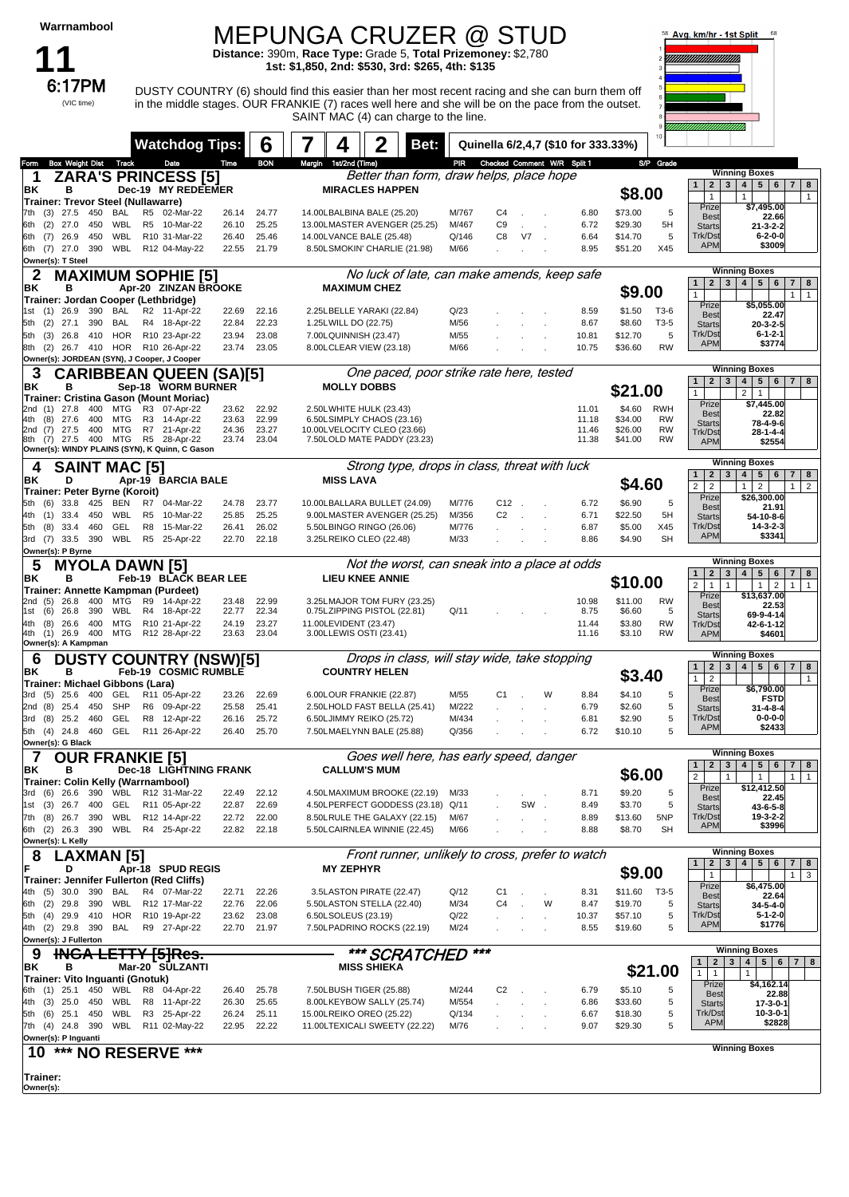Warrnambool

# 11

6:17PM (VIC time)

# MEPUNGA CRUZER @ STUD

**Distance:** 390m, **Race Type:** Grade 5, **Total Prizemoney:** $2,780
**1st: $1,850, 2nd: $530, 3rd: $265, 4th: $135**

DUSTY COUNTRY (6) should find this easier than her most recent racing and she can burn them off in the middle stages. OUR FRANKIE (7) races well here and she will be on the pace from the outset. SAINT MAC (4) can charge to the line.

**Watchdog Tips:** 6 7 4 2 **Bet:** Quinella 6/2,4,7 ($10 for 333.33%)

Avg. km/hr - 1st Split

## 1 ZARA'S PRINCESS [5]
*Better than form, draw helps, place hope*

BK B Dec-19 MY REDEEMER — MIRACLES HAPPEN — **$8.00**
Trainer: Trevor Steel (Nullawarre)

| Form | Box | Weight | Dist | Track | Race | Date | Time | BON | Margin | 1st/2nd (Time) | PIR | Checked | Comment | W/R | Split 1 | S/P | Grade |
|---|---|---|---|---|---|---|---|---|---|---|---|---|---|---|---|---|---|
| 7th | (3) | 27.5 | 450 | BAL | R5 | 02-Mar-22 | 26.14 | 24.77 | 14.00L | BALBINA BALE (25.20) | M/767 | C4 | | | 6.80 | $73.00 | 5 |
| 6th | (2) | 27.0 | 450 | WBL | R5 | 10-Mar-22 | 26.10 | 25.25 | 13.00L | MASTER AVENGER (25.25) | M/467 | C9 | | | 6.72 | $29.30 | 5H |
| 6th | (7) | 26.9 | 450 | WBL | R10 | 31-Mar-22 | 26.40 | 25.46 | 14.00L | VANCE BALE (25.48) | Q/146 | C8 | V7 | | 6.64 | $14.70 | 5 |
| 6th | (7) | 27.0 | 390 | WBL | R12 | 04-May-22 | 22.55 | 21.79 | 8.50L | SMOKIN' CHARLIE (21.98) | M/66 | | | | 8.95 | $51.20 | X45 |

Owner(s): T Steel

Winning Boxes: 1: 1, 4: 1, 8: 1 | Prize $7,495.00 | Best 22.66 | Starts 21-3-2-2 | Trk/Dst 6-2-0-0 | APM $3009

## 2 MAXIMUM SOPHIE [5]
*No luck of late, can make amends, keep safe*

BK B Apr-20 ZINZAN BROOKE — MAXIMUM CHEZ — **$9.00**
Trainer: Jordan Cooper (Lethbridge)

| Form | Box | Weight | Dist | Track | Race | Date | Time | BON | Margin | 1st/2nd (Time) | PIR | Checked | Comment | W/R | Split 1 | S/P | Grade |
|---|---|---|---|---|---|---|---|---|---|---|---|---|---|---|---|---|---|
| 1st | (1) | 26.9 | 390 | BAL | R2 | 11-Apr-22 | 22.69 | 22.16 | 2.25L | BELLE YARAKI (22.84) | Q/23 | | | | 8.59 | $1.50 | T3-6 |
| 5th | (2) | 27.1 | 390 | BAL | R4 | 18-Apr-22 | 22.84 | 22.23 | 1.25L | WILL DO (22.75) | M/56 | | | | 8.67 | $8.60 | T3-5 |
| 5th | (3) | 26.8 | 410 | HOR | R10 | 23-Apr-22 | 23.94 | 23.08 | 7.00L | QUINNISH (23.47) | M/55 | | | | 10.81 | $12.70 | 5 |
| 8th | (2) | 26.7 | 410 | HOR | R10 | 26-Apr-22 | 23.74 | 23.05 | 8.00L | CLEAR VIEW (23.18) | M/66 | | | | 10.75 | $36.60 | RW |

Owner(s): JORDEAN (SYN), J Cooper, J Cooper

Winning Boxes: 1: 1, 7: 1, 8: 1 | Prize $5,055.00 | Best 22.47 | Starts 20-3-2-5 | Trk/Dst 6-1-2-1 | APM $3774

## 3 CARIBBEAN QUEEN (SA)[5]
*One paced, poor strike rate here, tested*

BK B Sep-18 WORM BURNER — MOLLY DOBBS — **$21.00**
Trainer: Cristina Gason (Mount Moriac)

| Form | Box | Weight | Dist | Track | Race | Date | Time | BON | Margin | 1st/2nd (Time) | PIR | Checked | Comment | W/R | Split 1 | S/P | Grade |
|---|---|---|---|---|---|---|---|---|---|---|---|---|---|---|---|---|---|
| 2nd | (1) | 27.8 | 400 | MTG | R3 | 07-Apr-22 | 23.62 | 22.92 | 2.50L | WHITE HULK (23.43) | | | | | 11.01 | $4.60 | RWH |
| 4th | (8) | 27.6 | 400 | MTG | R3 | 14-Apr-22 | 23.63 | 22.99 | 6.50L | SIMPLY CHAOS (23.16) | | | | | 11.18 | $34.00 | RW |
| 2nd | (7) | 27.5 | 400 | MTG | R7 | 21-Apr-22 | 24.36 | 23.27 | 10.00L | VELOCITY CLEO (23.66) | | | | | 11.46 | $26.00 | RW |
| 8th | (7) | 27.5 | 400 | MTG | R5 | 28-Apr-22 | 23.74 | 23.04 | 7.50L | OLD MATE PADDY (23.23) | | | | | 11.38 | $41.00 | RW |

Owner(s): WINDY PLAINS (SYN), K Quinn, C Gason

Winning Boxes: 1: 1, 5: 2, 6: 1 | Prize $7,445.00 | Best 22.82 | Starts 78-4-9-6 | Trk/Dst 28-1-4-4 | APM $2554

## 4 SAINT MAC [5]
*Strong type, drops in class, threat with luck*

BK D Apr-19 BARCIA BALE — MISS LAVA — **$4.60**
Trainer: Peter Byrne (Koroit)

| Form | Box | Weight | Dist | Track | Race | Date | Time | BON | Margin | 1st/2nd (Time) | PIR | Checked | Comment | W/R | Split 1 | S/P | Grade |
|---|---|---|---|---|---|---|---|---|---|---|---|---|---|---|---|---|---|
| 5th | (6) | 33.8 | 425 | BEN | R7 | 04-Mar-22 | 24.78 | 23.77 | 10.00L | BALLARA BULLET (24.09) | M/776 | C12 | | | 6.72 | $6.90 | 5 |
| 4th | (1) | 33.4 | 450 | WBL | R5 | 10-Mar-22 | 25.85 | 25.25 | 9.00L | MASTER AVENGER (25.25) | M/356 | C2 | | | 6.71 | $22.50 | 5H |
| 5th | (8) | 33.4 | 460 | GEL | R8 | 15-Mar-22 | 26.41 | 26.02 | 5.50L | BINGO RINGO (26.06) | M/776 | | | | 6.87 | $5.00 | X45 |
| 3rd | (7) | 33.5 | 390 | WBL | R5 | 25-Apr-22 | 22.70 | 22.18 | 3.25L | REIKO CLEO (22.48) | M/33 | | | | 8.86 | $4.90 | SH |

Owner(s): P Byrne

Winning Boxes: 1: 2, 2: 2, 5: 1, 6: 2, 7: 1, 8: 2 | Prize $26,300.00 | Best 21.91 | Starts 54-10-8-6 | Trk/Dst 14-3-2-3 | APM $3341

## 5 MYOLA DAWN [5]
*Not the worst, can sneak into a place at odds*

BK B Feb-19 BLACK BEAR LEE — LIEU KNEE ANNIE — **$10.00**
Trainer: Annette Kampman (Purdeet)

| Form | Box | Weight | Dist | Track | Race | Date | Time | BON | Margin | 1st/2nd (Time) | PIR | Checked | Comment | W/R | Split 1 | S/P | Grade |
|---|---|---|---|---|---|---|---|---|---|---|---|---|---|---|---|---|---|
| 2nd | (5) | 26.8 | 400 | MTG | R9 | 14-Apr-22 | 23.48 | 22.99 | 3.25L | MAJOR TOM FURY (23.25) | | | | | 10.98 | $11.00 | RW |
| 1st | (6) | 26.8 | 390 | WBL | R4 | 18-Apr-22 | 22.77 | 22.34 | 0.75L | ZIPPING PISTOL (22.81) | Q/11 | | | | 8.75 | $6.60 | 5 |
| 4th | (8) | 26.6 | 400 | MTG | R10 | 21-Apr-22 | 24.19 | 23.27 | 11.00L | EVIDENT (23.47) | | | | | 11.44 | $3.80 | RW |
| 4th | (1) | 26.9 | 400 | MTG | R12 | 28-Apr-22 | 23.63 | 23.04 | 3.00L | LEWIS OSTI (23.41) | | | | | 11.16 | $3.10 | RW |

Owner(s): A Kampman

Winning Boxes: 1: 2, 2: 1, 3: 1, 5: 1, 6: 2, 7: 1, 8: 1 | Prize $13,637.00 | Best 22.53 | Starts 69-9-4-14 | Trk/Dst 42-6-1-12 | APM $4601

## 6 DUSTY COUNTRY (NSW)[5]
*Drops in class, will stay wide, take stopping*

BK B Feb-19 COSMIC RUMBLE — COUNTRY HELEN — **$3.40**
Trainer: Michael Gibbons (Lara)

| Form | Box | Weight | Dist | Track | Race | Date | Time | BON | Margin | 1st/2nd (Time) | PIR | Checked | Comment | W/R | Split 1 | S/P | Grade |
|---|---|---|---|---|---|---|---|---|---|---|---|---|---|---|---|---|---|
| 3rd | (5) | 25.6 | 400 | GEL | R11 | 05-Apr-22 | 23.26 | 22.69 | 6.00L | OUR FRANKIE (22.87) | M/55 | C1 | | W | 8.84 | $4.10 | 5 |
| 2nd | (8) | 25.4 | 450 | SHP | R6 | 09-Apr-22 | 25.58 | 25.41 | 2.50L | HOLD FAST BELLA (25.41) | M/222 | | | | 6.79 | $2.60 | 5 |
| 3rd | (8) | 25.2 | 460 | GEL | R8 | 12-Apr-22 | 26.16 | 25.72 | 6.50L | JIMMY REIKO (25.72) | M/434 | | | | 6.81 | $2.90 | 5 |
| 5th | (4) | 24.8 | 460 | GEL | R11 | 26-Apr-22 | 26.40 | 25.70 | 7.50L | MAELYNN BALE (25.88) | Q/356 | | | | 6.72 | $10.10 | 5 |

Owner(s): G Black

Winning Boxes: 1: 1, 2: 2, 8: 1 | Prize $6,790.00 | Best FSTD | Starts 31-4-8-4 | Trk/Dst 0-0-0-0 | APM $2433

## 7 OUR FRANKIE [5]
*Goes well here, has early speed, danger*

BK B Dec-18 LIGHTNING FRANK — CALLUM'S MUM — **$6.00**
Trainer: Colin Kelly (Warrnambool)

| Form | Box | Weight | Dist | Track | Race | Date | Time | BON | Margin | 1st/2nd (Time) | PIR | Checked | Comment | W/R | Split 1 | S/P | Grade |
|---|---|---|---|---|---|---|---|---|---|---|---|---|---|---|---|---|---|
| 3rd | (6) | 26.6 | 390 | WBL | R12 | 31-Mar-22 | 22.49 | 22.12 | 4.50L | MAXIMUM BROOKE (22.19) | M/33 | | | | 8.71 | $9.20 | 5 |
| 1st | (3) | 26.7 | 400 | GEL | R11 | 05-Apr-22 | 22.87 | 22.69 | 4.50L | PERFECT GODDESS (23.18) | Q/11 | | SW | | 8.49 | $3.70 | 5 |
| 7th | (8) | 26.7 | 390 | WBL | R12 | 14-Apr-22 | 22.72 | 22.00 | 8.50L | RULE THE GALAXY (22.15) | M/67 | | | | 8.89 | $13.60 | 5NP |
| 6th | (2) | 26.3 | 390 | WBL | R4 | 25-Apr-22 | 22.82 | 22.18 | 5.50L | CAIRNLEA WINNIE (22.45) | M/66 | | | | 8.88 | $8.70 | SH |

Owner(s): L Kelly

Winning Boxes: 1: 2, 3: 1, 5: 1, 7: 1, 8: 1 | Prize $12,412.50 | Best 22.45 | Starts 43-6-5-8 | Trk/Dst 19-3-2-2 | APM $3996

## 8 LAXMAN [5]
*Front runner, unlikely to cross, prefer to watch*

F D Apr-18 SPUD REGIS — MY ZEPHYR — **$9.00**
Trainer: Jennifer Fullerton (Red Cliffs)

| Form | Box | Weight | Dist | Track | Race | Date | Time | BON | Margin | 1st/2nd (Time) | PIR | Checked | Comment | W/R | Split 1 | S/P | Grade |
|---|---|---|---|---|---|---|---|---|---|---|---|---|---|---|---|---|---|
| 4th | (5) | 30.0 | 390 | BAL | R4 | 07-Mar-22 | 22.71 | 22.26 | 3.50L | ASTON PIRATE (22.47) | Q/12 | C1 | | | 8.31 | $11.60 | T3-5 |
| 6th | (2) | 29.8 | 390 | WBL | R12 | 17-Mar-22 | 22.76 | 22.06 | 5.50L | ASTON STELLA (22.40) | M/34 | C4 | | W | 8.47 | $19.70 | 5 |
| 5th | (4) | 29.9 | 410 | HOR | R10 | 19-Apr-22 | 23.62 | 23.08 | 6.50L | SOLEIUS (23.19) | Q/22 | | | | 10.37 | $57.10 | 5 |
| 4th | (2) | 29.8 | 390 | BAL | R9 | 27-Apr-22 | 22.70 | 21.97 | 7.50L | PADRINO ROCKS (22.19) | M/24 | | | | 8.55 | $19.60 | 5 |

Owner(s): J Fullerton

Winning Boxes: 2: 1, 7: 1, 8: 3 | Prize $6,475.00 | Best 22.64 | Starts 34-5-4-0 | Trk/Dst 5-1-2-0 | APM $1776

## 9 ~~INGA LETTY [5]Res.~~
*\*\*\* SCRATCHED \*\*\**

BK B Mar-20 SULZANTI — MISS SHIEKA — **$21.00**
Trainer: Vito Inguanti (Gnotuk)

| Form | Box | Weight | Dist | Track | Race | Date | Time | BON | Margin | 1st/2nd (Time) | PIR | Checked | Comment | W/R | Split 1 | S/P | Grade |
|---|---|---|---|---|---|---|---|---|---|---|---|---|---|---|---|---|---|
| 6th | (1) | 25.1 | 450 | WBL | R8 | 04-Apr-22 | 26.40 | 25.78 | 7.50L | BUSH TIGER (25.88) | M/244 | C2 | | | 6.79 | $5.10 | 5 |
| 4th | (3) | 25.0 | 450 | WBL | R8 | 11-Apr-22 | 26.30 | 25.65 | 8.00L | KEYBOW SALLY (25.74) | M/554 | | | | 6.86 | $33.60 | 5 |
| 5th | (6) | 25.1 | 450 | WBL | R3 | 25-Apr-22 | 26.24 | 25.11 | 15.00L | REIKO OREO (25.22) | Q/134 | | | | 6.67 | $18.30 | 5 |
| 7th | (4) | 24.8 | 390 | WBL | R11 | 02-May-22 | 22.95 | 22.22 | 11.00L | TEXICALI SWEETY (22.22) | M/76 | | | | 9.07 | $29.30 | 5 |

Owner(s): P Inguanti

Winning Boxes: 1: 1, 2: 1, 4: 1 | Prize $4,162.14 | Best 22.88 | Starts 17-3-0-1 | Trk/Dst 10-3-0-1 | APM $2828

## 10 *** NO RESERVE ***

Winning Boxes

Trainer:
Owner(s):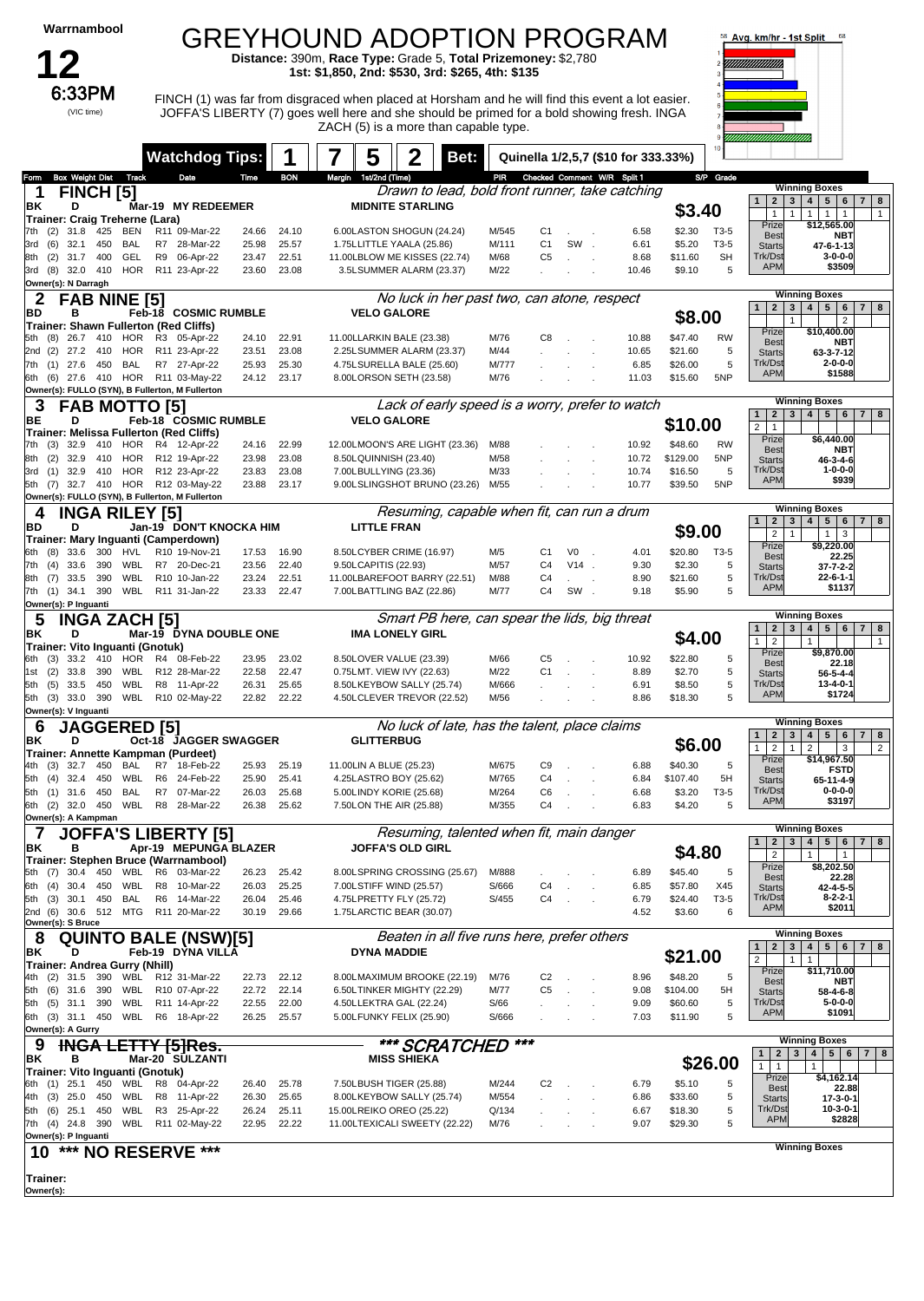Warrnambool

# 12

6:33PM (VIC time)

# GREYHOUND ADOPTION PROGRAM

**Distance:** 390m, **Race Type:** Grade 5, **Total Prizemoney:** $2,780
**1st: $1,850, 2nd: $530, 3rd: $265, 4th: $135**

FINCH (1) was far from disgraced when placed at Horsham and he will find this event a lot easier. JOFFA'S LIBERTY (7) goes well here and she should be primed for a bold showing fresh. INGA ZACH (5) is a more than capable type.

Avg. km/hr - 1st Split 58 68

**Watchdog Tips:** 1 7 5 2 **Bet:** Quinella 1/2,5,7 ($10 for 333.33%)

## 1 FINCH [5]
*Drawn to lead, bold front runner, take catching*
BK D Mar-19 MY REDEEMER / MIDNITE STARLING — **$3.40**
Trainer: Craig Treherne (Lara)
Owner(s): N Darragh

| Form | Box | Weight | Dist | Track | Race | Date | Time | BON | Margin | 1st/2nd (Time) | PIR | Checked | Comment | W/R | Split 1 | S/P | Grade |
|---|---|---|---|---|---|---|---|---|---|---|---|---|---|---|---|---|---|
| 7th | (2) | 31.8 | 425 | BEN | R11 | 09-Mar-22 | 24.66 | 24.10 | 6.00 | ASTON SHOGUN (24.24) | M/545 | C1 | . | . | 6.58 | $2.30 | T3-5 |
| 3rd | (6) | 32.1 | 450 | BAL | R7 | 28-Mar-22 | 25.98 | 25.57 | 1.75 | LITTLE YAALA (25.86) | M/111 | C1 | SW | . | 6.61 | $5.20 | T3-5 |
| 8th | (2) | 31.7 | 400 | GEL | R9 | 06-Apr-22 | 23.47 | 22.51 | 11.00 | BLOW ME KISSES (22.74) | M/68 | C5 | . | . | 8.68 | $11.60 | SH |
| 3rd | (8) | 32.0 | 410 | HOR | R11 | 23-Apr-22 | 23.60 | 23.08 | 3.5 | SUMMER ALARM (23.37) | M/22 | . | . | . | 10.46 | $9.10 | 5 |

Winning Boxes: 2:1, 3:1, 4:1, 5:1, 6:1, 8:1 | Prize $12,565.00 | Best NBT | Starts 47-6-1-13 | Trk/Dst 3-0-0-0 | APM $3509

## 2 FAB NINE [5]
*No luck in her past two, can atone, respect*
BD B Feb-18 COSMIC RUMBLE / VELO GALORE — **$8.00**
Trainer: Shawn Fullerton (Red Cliffs)
Owner(s): FULLO (SYN), B Fullerton, M Fullerton

| Form | Box | Weight | Dist | Track | Race | Date | Time | BON | Margin | 1st/2nd (Time) | PIR | Checked | Comment | W/R | Split 1 | S/P | Grade |
|---|---|---|---|---|---|---|---|---|---|---|---|---|---|---|---|---|---|
| 5th | (8) | 26.7 | 410 | HOR | R3 | 05-Apr-22 | 24.10 | 22.91 | 11.00 | LARKIN BALE (23.38) | M/76 | C8 | . | . | 10.88 | $47.40 | RW |
| 2nd | (2) | 27.2 | 410 | HOR | R11 | 23-Apr-22 | 23.51 | 23.08 | 2.25 | SUMMER ALARM (23.37) | M/44 | . | . | . | 10.65 | $21.60 | 5 |
| 7th | (1) | 27.6 | 450 | BAL | R7 | 27-Apr-22 | 25.93 | 25.30 | 4.75 | LSURELLA BALE (25.60) | M/777 | . | . | . | 6.85 | $26.00 | 5 |
| 6th | (6) | 27.6 | 410 | HOR | R11 | 03-May-22 | 24.12 | 23.17 | 8.00 | LORSON SETH (23.58) | M/76 | . | . | . | 11.03 | $15.60 | 5NP |

Winning Boxes: 3:1, 6:2 | Prize $10,400.00 | Best NBT | Starts 63-3-7-12 | Trk/Dst 2-0-0-0 | APM $1588

## 3 FAB MOTTO [5]
*Lack of early speed is a worry, prefer to watch*
BE D Feb-18 COSMIC RUMBLE / VELO GALORE — **$10.00**
Trainer: Melissa Fullerton (Red Cliffs)
Owner(s): FULLO (SYN), B Fullerton, M Fullerton

| Form | Box | Weight | Dist | Track | Race | Date | Time | BON | Margin | 1st/2nd (Time) | PIR | Checked | Comment | W/R | Split 1 | S/P | Grade |
|---|---|---|---|---|---|---|---|---|---|---|---|---|---|---|---|---|---|
| 7th | (3) | 32.9 | 410 | HOR | R4 | 12-Apr-22 | 24.16 | 22.99 | 12.00 | LMOON'S ARE LIGHT (23.36) | M/88 | . | . | . | 10.92 | $48.60 | RW |
| 8th | (2) | 32.9 | 410 | HOR | R12 | 19-Apr-22 | 23.98 | 23.08 | 8.50 | LQUINNISH (23.40) | M/58 | . | . | . | 10.72 | $129.00 | 5NP |
| 3rd | (1) | 32.9 | 410 | HOR | R12 | 23-Apr-22 | 23.83 | 23.08 | 7.00 | LBULLYING (23.36) | M/33 | . | . | . | 10.74 | $16.50 | 5 |
| 5th | (7) | 32.7 | 410 | HOR | R12 | 03-May-22 | 23.88 | 23.17 | 9.00 | LSLINGSHOT BRUNO (23.26) | M/55 | . | . | . | 10.77 | $39.50 | 5NP |

Winning Boxes: 1:2, 2:1 | Prize $6,440.00 | Best NBT | Starts 46-3-4-6 | Trk/Dst 1-0-0-0 | APM $939

## 4 INGA RILEY [5]
*Resuming, capable when fit, can run a drum*
BD D Jan-19 DON'T KNOCKA HIM / LITTLE FRAN — **$9.00**
Trainer: Mary Inguanti (Camperdown)
Owner(s): P Inguanti

| Form | Box | Weight | Dist | Track | Race | Date | Time | BON | Margin | 1st/2nd (Time) | PIR | Checked | Comment | W/R | Split 1 | S/P | Grade |
|---|---|---|---|---|---|---|---|---|---|---|---|---|---|---|---|---|---|
| 6th | (8) | 33.6 | 300 | HVL | R10 | 19-Nov-21 | 17.53 | 16.90 | 8.50 | LCYBER CRIME (16.97) | M/5 | C1 | V0 | . | 4.01 | $20.80 | T3-5 |
| 7th | (4) | 33.6 | 390 | WBL | R7 | 20-Dec-21 | 23.56 | 22.40 | 9.50 | LCAPITIS (22.93) | M/57 | C4 | V14 | . | 9.30 | $2.30 | 5 |
| 8th | (7) | 33.5 | 390 | WBL | R10 | 10-Jan-22 | 23.24 | 22.51 | 11.00 | LBAREFOOT BARRY (22.51) | M/88 | C4 | . | . | 8.90 | $21.60 | 5 |
| 7th | (1) | 34.1 | 390 | WBL | R11 | 31-Jan-22 | 23.33 | 22.47 | 7.00 | LBATTLING BAZ (22.86) | M/77 | C4 | SW | . | 9.18 | $5.90 | 5 |

Winning Boxes: 2:2, 3:1, 5:1, 6:3 | Prize $9,220.00 | Best 22.25 | Starts 37-7-2-2 | Trk/Dst 22-6-1-1 | APM $1137

## 5 INGA ZACH [5]
*Smart PB here, can spear the lids, big threat*
BK D Mar-19 DYNA DOUBLE ONE / IMA LONELY GIRL — **$4.00**
Trainer: Vito Inguanti (Gnotuk)
Owner(s): V Inguanti

| Form | Box | Weight | Dist | Track | Race | Date | Time | BON | Margin | 1st/2nd (Time) | PIR | Checked | Comment | W/R | Split 1 | S/P | Grade |
|---|---|---|---|---|---|---|---|---|---|---|---|---|---|---|---|---|---|
| 6th | (3) | 33.2 | 410 | HOR | R4 | 08-Feb-22 | 23.95 | 23.02 | 8.50 | LOVER VALUE (23.39) | M/66 | C5 | . | . | 10.92 | $22.80 | 5 |
| 1st | (2) | 33.8 | 390 | WBL | R12 | 28-Mar-22 | 22.58 | 22.47 | 0.75 | LMT. VIEW IVY (22.63) | M/22 | C1 | . | . | 8.89 | $2.70 | 5 |
| 5th | (5) | 33.5 | 450 | WBL | R8 | 11-Apr-22 | 26.31 | 25.65 | 8.50 | LKEYBOW SALLY (25.74) | M/666 | . | . | . | 6.91 | $8.50 | 5 |
| 5th | (3) | 33.0 | 390 | WBL | R10 | 02-May-22 | 22.82 | 22.22 | 4.50 | LCLEVER TREVOR (22.52) | M/56 | . | . | . | 8.86 | $18.30 | 5 |

Winning Boxes: 1:1, 2:2, 3:1, 8:1 | Prize $9,870.00 | Best 22.18 | Starts 56-5-4-4 | Trk/Dst 13-4-0-1 | APM $1724

## 6 JAGGERED [5]
*No luck of late, has the talent, place claims*
BK D Oct-18 JAGGER SWAGGER / GLITTERBUG — **$6.00**
Trainer: Annette Kampman (Purdeet)
Owner(s): A Kampman

| Form | Box | Weight | Dist | Track | Race | Date | Time | BON | Margin | 1st/2nd (Time) | PIR | Checked | Comment | W/R | Split 1 | S/P | Grade |
|---|---|---|---|---|---|---|---|---|---|---|---|---|---|---|---|---|---|
| 4th | (3) | 32.7 | 450 | BAL | R7 | 18-Feb-22 | 25.93 | 25.19 | 11.00 | LIN A BLUE (25.23) | M/675 | C9 | . | . | 6.88 | $40.30 | 5 |
| 5th | (4) | 32.4 | 450 | WBL | R6 | 24-Feb-22 | 25.90 | 25.41 | 4.25 | LASTRO BOY (25.62) | M/765 | C4 | . | . | 6.84 | $107.40 | 5H |
| 5th | (1) | 31.6 | 450 | BAL | R7 | 07-Mar-22 | 26.03 | 25.68 | 5.00 | LINDY KORIE (25.68) | M/264 | C6 | . | . | 6.68 | $3.20 | T3-5 |
| 6th | (2) | 32.0 | 450 | WBL | R8 | 28-Mar-22 | 26.38 | 25.62 | 7.50 | LON THE AIR (25.88) | M/355 | C4 | . | . | 6.83 | $4.20 | 5 |

Winning Boxes: 1:1, 2:2, 3:1, 4:2, 6:3, 8:2 | Prize $14,967.50 | Best FSTD | Starts 65-11-4-9 | Trk/Dst 0-0-0-0 | APM $3197

## 7 JOFFA'S LIBERTY [5]
*Resuming, talented when fit, main danger*
BK B Apr-19 MEPUNGA BLAZER / JOFFA'S OLD GIRL — **$4.80**
Trainer: Stephen Bruce (Warrnambool)
Owner(s): S Bruce

| Form | Box | Weight | Dist | Track | Race | Date | Time | BON | Margin | 1st/2nd (Time) | PIR | Checked | Comment | W/R | Split 1 | S/P | Grade |
|---|---|---|---|---|---|---|---|---|---|---|---|---|---|---|---|---|---|
| 5th | (7) | 30.4 | 450 | WBL | R6 | 03-Mar-22 | 26.23 | 25.42 | 8.00 | LSPRING CROSSING (25.67) | M/888 | . | . | . | 6.89 | $45.40 | 5 |
| 6th | (4) | 30.4 | 450 | WBL | R8 | 10-Mar-22 | 26.03 | 25.25 | 7.00 | LSTIFF WIND (25.57) | S/666 | C4 | . | . | 6.85 | $57.80 | X45 |
| 5th | (3) | 30.1 | 450 | BAL | R6 | 14-Mar-22 | 26.04 | 25.46 | 4.75 | LPRETTY FLY (25.72) | S/455 | C4 | . | . | 6.79 | $24.40 | T3-5 |
| 2nd | (6) | 30.6 | 512 | MTG | R11 | 20-Mar-22 | 30.19 | 29.66 | 1.75 | LARCTIC BEAR (30.07) | . | . | . | . | 4.52 | $3.60 | 6 |

Winning Boxes: 2:2, 4:1, 6:1 | Prize $8,202.50 | Best 22.28 | Starts 42-4-5-5 | Trk/Dst 8-2-2-1 | APM $2011

## 8 QUINTO BALE (NSW)[5]
*Beaten in all five runs here, prefer others*
BK D Feb-19 DYNA VILLA / DYNA MADDIE — **$21.00**
Trainer: Andrea Gurry (Nhill)
Owner(s): A Gurry

| Form | Box | Weight | Dist | Track | Race | Date | Time | BON | Margin | 1st/2nd (Time) | PIR | Checked | Comment | W/R | Split 1 | S/P | Grade |
|---|---|---|---|---|---|---|---|---|---|---|---|---|---|---|---|---|---|
| 4th | (2) | 31.5 | 390 | WBL | R12 | 31-Mar-22 | 22.73 | 22.12 | 8.00 | LMAXIMUM BROOKE (22.19) | M/76 | C2 | . | . | 8.96 | $48.20 | 5 |
| 5th | (6) | 31.6 | 390 | WBL | R10 | 07-Apr-22 | 22.72 | 22.14 | 6.50 | LTINKER MIGHTY (22.29) | M/77 | C5 | . | . | 9.08 | $104.00 | 5H |
| 5th | (5) | 31.1 | 390 | WBL | R11 | 14-Apr-22 | 22.55 | 22.00 | 4.50 | LLEKTRA GAL (22.24) | S/66 | . | . | . | 9.09 | $60.60 | 5 |
| 6th | (3) | 31.1 | 450 | WBL | R6 | 18-Apr-22 | 26.25 | 25.57 | 5.00 | LFUNKY FELIX (25.90) | S/666 | . | . | . | 7.03 | $11.90 | 5 |

Winning Boxes: 2:2, 3:1, 4:1 | Prize $11,710.00 | Best NBT | Starts 58-4-6-8 | Trk/Dst 5-0-0-0 | APM $1091

## 9 ~~INGA LETTY [5]Res.~~
*\*\*\* SCRATCHED \*\*\**
BK B Mar-20 SULZANTI / MISS SHIEKA — **$26.00**
Trainer: Vito Inguanti (Gnotuk)
Owner(s): P Inguanti

| Form | Box | Weight | Dist | Track | Race | Date | Time | BON | Margin | 1st/2nd (Time) | PIR | Checked | Comment | W/R | Split 1 | S/P | Grade |
|---|---|---|---|---|---|---|---|---|---|---|---|---|---|---|---|---|---|
| 6th | (1) | 25.1 | 450 | WBL | R8 | 04-Apr-22 | 26.40 | 25.78 | 7.50 | LBUSH TIGER (25.88) | M/244 | C2 | . | . | 6.79 | $5.10 | 5 |
| 4th | (3) | 25.0 | 450 | WBL | R8 | 11-Apr-22 | 26.30 | 25.65 | 8.00 | LKEYBOW SALLY (25.74) | M/554 | . | . | . | 6.86 | $33.60 | 5 |
| 5th | (6) | 25.1 | 450 | WBL | R3 | 25-Apr-22 | 26.24 | 25.11 | 15.00 | LREIKO OREO (25.22) | Q/134 | . | . | . | 6.67 | $18.30 | 5 |
| 7th | (4) | 24.8 | 390 | WBL | R11 | 02-May-22 | 22.95 | 22.22 | 11.00 | LTEXICALI SWEETY (22.22) | M/76 | . | . | . | 9.07 | $29.30 | 5 |

Winning Boxes: 1:1, 2:1, 4:1 | Prize $4,162.14 | Best 22.88 | Starts 17-3-0-1 | Trk/Dst 10-3-0-1 | APM $2828

## 10 \*\*\* NO RESERVE \*\*\*
Winning Boxes
Trainer:
Owner(s):